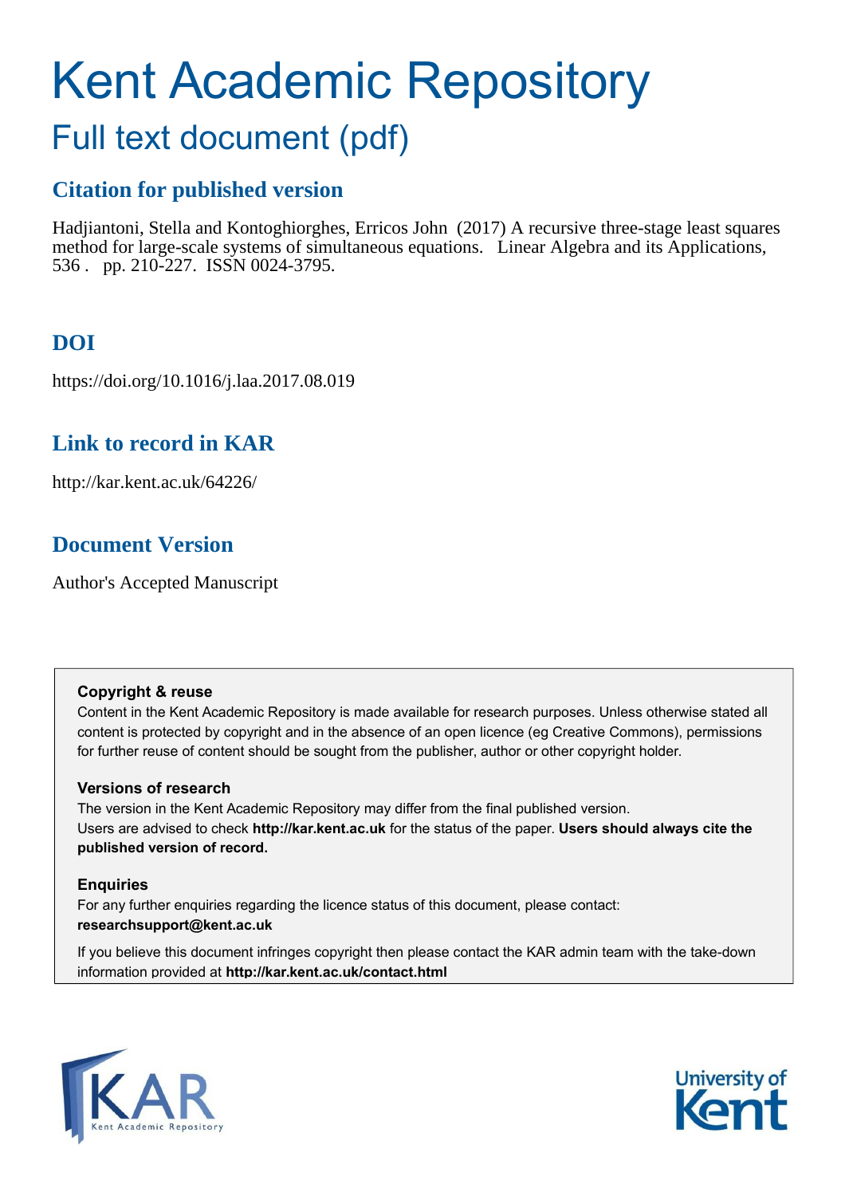# Kent Academic Repository

## Full text document (pdf)

### Citation for published version

Hadjiantoni, Stella and Kontoghiorghes, Erricos John (2017) A recursive three-stage least squares method for large-scale systems of simultaneous equations. Linear Algebra and its Applications, 536 . pp. 210-227. ISSN 0024-3795.

### DOI

https://doi.org/10.1016/j.laa.2017.08.019

### Link to record in KAR

http://kar.kent.ac.uk/64226/

### Document Version

Author's Accepted Manuscript

**Copyright & reuse**

Content in the Kent Academic Repository is made available for research purposes. Unless otherwise stated all content is protected by copyright and in the absence of an open licence (eg Creative Commons), permissions for further reuse of content should be sought from the publisher, author or other copyright holder.

**Versions of research**

The version in the Kent Academic Repository may differ from the final published version.
Users are advised to check **http://kar.kent.ac.uk** for the status of the paper. **Users should always cite the published version of record.**

**Enquiries**

For any further enquiries regarding the licence status of this document, please contact:
**researchsupport@kent.ac.uk**

If you believe this document infringes copyright then please contact the KAR admin team with the take-down information provided at **http://kar.kent.ac.uk/contact.html**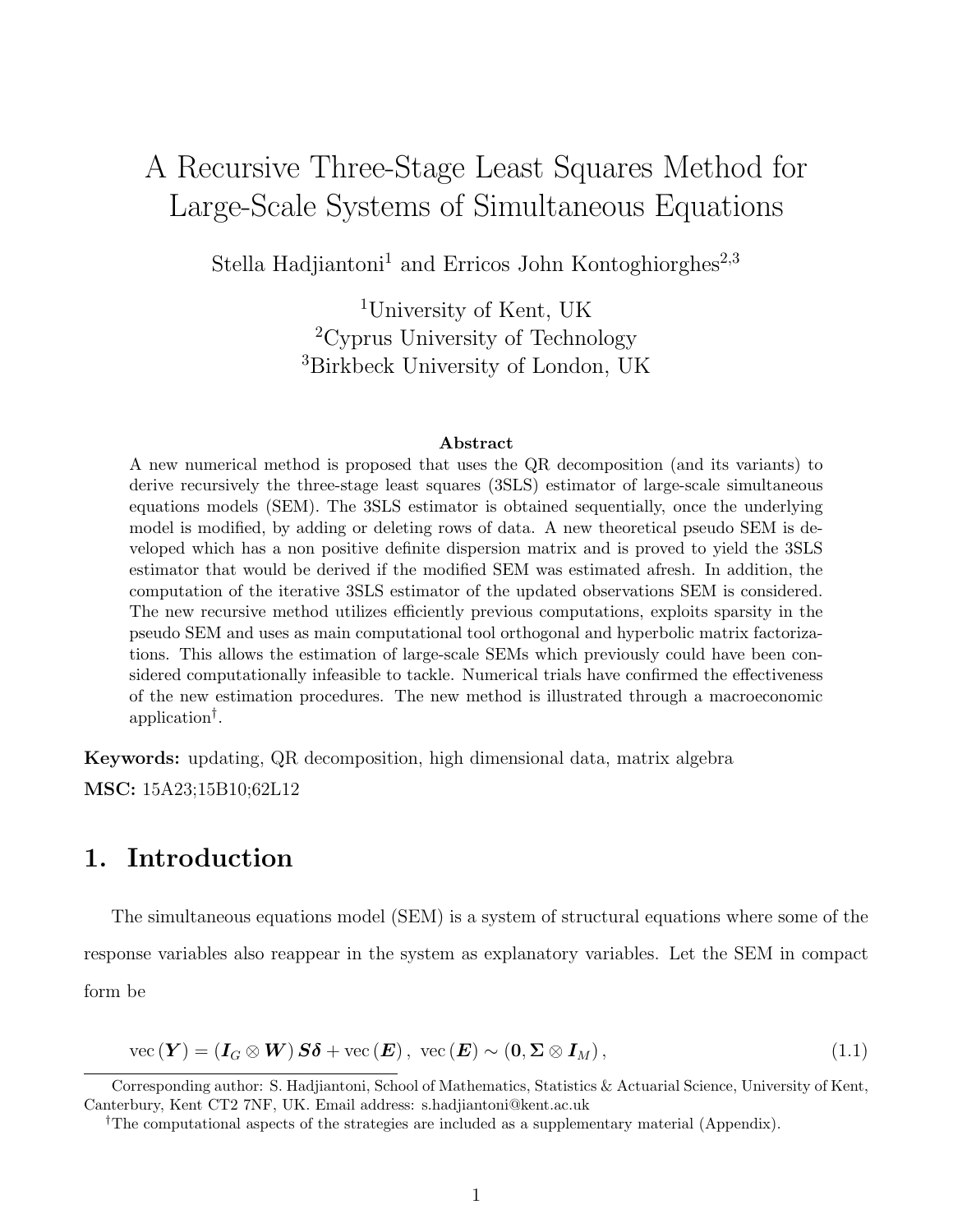# A Recursive Three-Stage Least Squares Method for Large-Scale Systems of Simultaneous Equations

Stella Hadjiantoni[1] and Erricos John Kontoghiorghes[2,3]

[1]University of Kent, UK
[2]Cyprus University of Technology
[3]Birkbeck University of London, UK

**Abstract**

A new numerical method is proposed that uses the QR decomposition (and its variants) to derive recursively the three-stage least squares (3SLS) estimator of large-scale simultaneous equations models (SEM). The 3SLS estimator is obtained sequentially, once the underlying model is modified, by adding or deleting rows of data. A new theoretical pseudo SEM is developed which has a non positive definite dispersion matrix and is proved to yield the 3SLS estimator that would be derived if the modified SEM was estimated afresh. In addition, the computation of the iterative 3SLS estimator of the updated observations SEM is considered. The new recursive method utilizes efficiently previous computations, exploits sparsity in the pseudo SEM and uses as main computational tool orthogonal and hyperbolic matrix factorizations. This allows the estimation of large-scale SEMs which previously could have been considered computationally infeasible to tackle. Numerical trials have confirmed the effectiveness of the new estimation procedures. The new method is illustrated through a macroeconomic application[†].

**Keywords:** updating, QR decomposition, high dimensional data, matrix algebra

**MSC:** 15A23;15B10;62L12

## 1. Introduction

The simultaneous equations model (SEM) is a system of structural equations where some of the response variables also reappear in the system as explanatory variables. Let the SEM in compact form be

$$\operatorname{vec}(\boldsymbol{Y}) = (\boldsymbol{I}_G \otimes \boldsymbol{W})\,\boldsymbol{S}\boldsymbol{\delta} + \operatorname{vec}(\boldsymbol{E}),\ \ \operatorname{vec}(\boldsymbol{E}) \sim (\boldsymbol{0}, \boldsymbol{\Sigma} \otimes \boldsymbol{I}_M), \tag{1.1}$$

Corresponding author: S. Hadjiantoni, School of Mathematics, Statistics & Actuarial Science, University of Kent, Canterbury, Kent CT2 7NF, UK. Email address: s.hadjiantoni@kent.ac.uk

[†]The computational aspects of the strategies are included as a supplementary material (Appendix).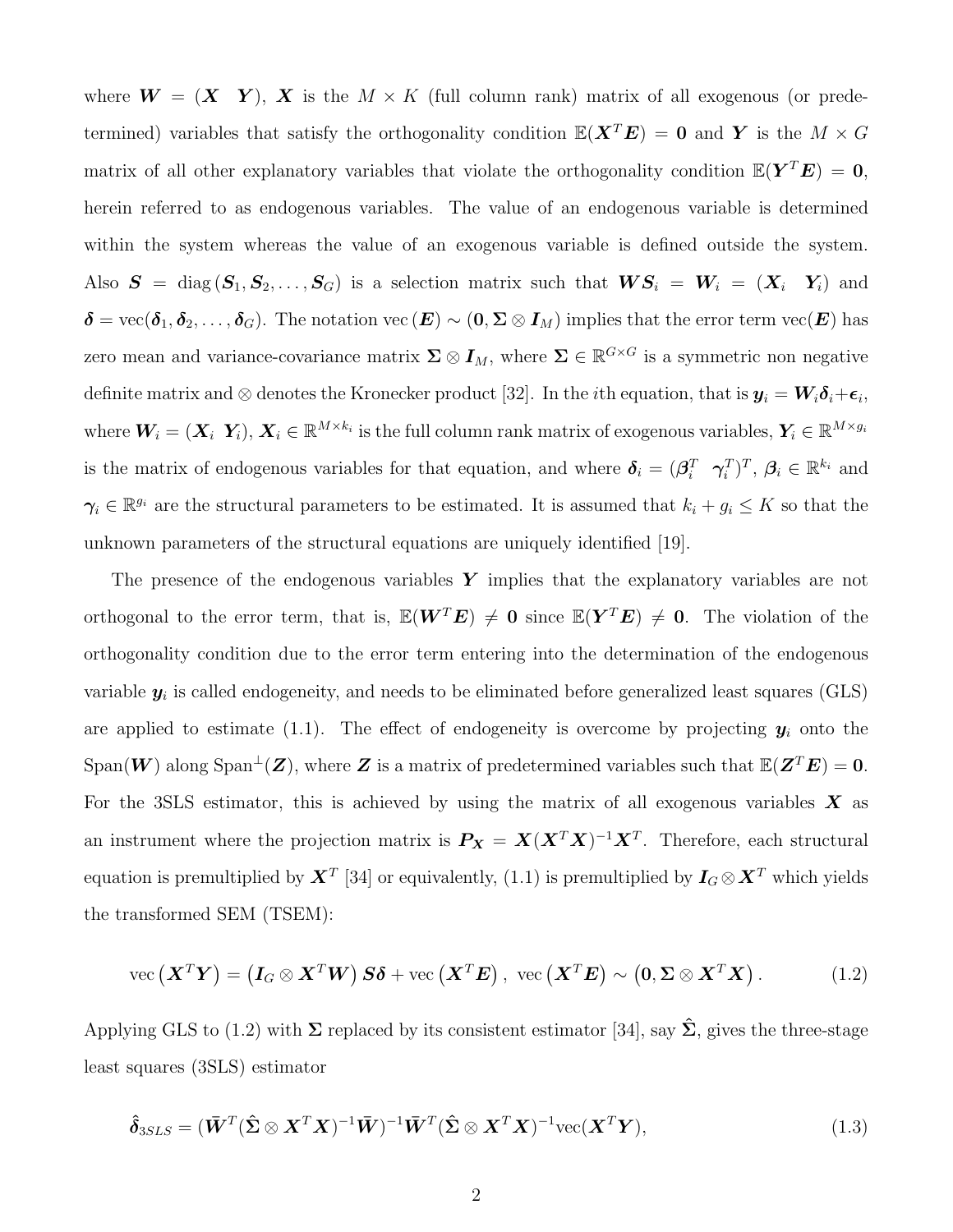where $\boldsymbol{W} = (\boldsymbol{X} \quad \boldsymbol{Y})$, $\boldsymbol{X}$ is the $M \times K$ (full column rank) matrix of all exogenous (or predetermined) variables that satisfy the orthogonality condition $\mathbb{E}(\boldsymbol{X}^T\boldsymbol{E}) = \boldsymbol{0}$ and $\boldsymbol{Y}$ is the $M \times G$ matrix of all other explanatory variables that violate the orthogonality condition $\mathbb{E}(\boldsymbol{Y}^T\boldsymbol{E}) = \boldsymbol{0}$, herein referred to as endogenous variables. The value of an endogenous variable is determined within the system whereas the value of an exogenous variable is defined outside the system. Also $\boldsymbol{S} = \operatorname{diag}(\boldsymbol{S}_1, \boldsymbol{S}_2, \ldots, \boldsymbol{S}_G)$ is a selection matrix such that $\boldsymbol{W}\boldsymbol{S}_i = \boldsymbol{W}_i = (\boldsymbol{X}_i \quad \boldsymbol{Y}_i)$ and $\boldsymbol{\delta} = \operatorname{vec}(\boldsymbol{\delta}_1, \boldsymbol{\delta}_2, \ldots, \boldsymbol{\delta}_G)$. The notation $\operatorname{vec}(\boldsymbol{E}) \sim (\boldsymbol{0}, \boldsymbol{\Sigma} \otimes \boldsymbol{I}_M)$ implies that the error term $\operatorname{vec}(\boldsymbol{E})$ has zero mean and variance-covariance matrix $\boldsymbol{\Sigma} \otimes \boldsymbol{I}_M$, where $\boldsymbol{\Sigma} \in \mathbb{R}^{G \times G}$ is a symmetric non negative definite matrix and $\otimes$ denotes the Kronecker product [32]. In the $i$th equation, that is $\boldsymbol{y}_i = \boldsymbol{W}_i\boldsymbol{\delta}_i + \boldsymbol{\epsilon}_i$, where $\boldsymbol{W}_i = (\boldsymbol{X}_i \quad \boldsymbol{Y}_i)$, $\boldsymbol{X}_i \in \mathbb{R}^{M \times k_i}$ is the full column rank matrix of exogenous variables, $\boldsymbol{Y}_i \in \mathbb{R}^{M \times g_i}$ is the matrix of endogenous variables for that equation, and where $\boldsymbol{\delta}_i = (\boldsymbol{\beta}_i^T \quad \boldsymbol{\gamma}_i^T)^T$, $\boldsymbol{\beta}_i \in \mathbb{R}^{k_i}$ and $\boldsymbol{\gamma}_i \in \mathbb{R}^{g_i}$ are the structural parameters to be estimated. It is assumed that $k_i + g_i \leq K$ so that the unknown parameters of the structural equations are uniquely identified [19].

The presence of the endogenous variables $\boldsymbol{Y}$ implies that the explanatory variables are not orthogonal to the error term, that is, $\mathbb{E}(\boldsymbol{W}^T\boldsymbol{E}) \neq \boldsymbol{0}$ since $\mathbb{E}(\boldsymbol{Y}^T\boldsymbol{E}) \neq \boldsymbol{0}$. The violation of the orthogonality condition due to the error term entering into the determination of the endogenous variable $\boldsymbol{y}_i$ is called endogeneity, and needs to be eliminated before generalized least squares (GLS) are applied to estimate (1.1). The effect of endogeneity is overcome by projecting $\boldsymbol{y}_i$ onto the $\operatorname{Span}(\boldsymbol{W})$ along $\operatorname{Span}^{\perp}(\boldsymbol{Z})$, where $\boldsymbol{Z}$ is a matrix of predetermined variables such that $\mathbb{E}(\boldsymbol{Z}^T\boldsymbol{E}) = \boldsymbol{0}$. For the 3SLS estimator, this is achieved by using the matrix of all exogenous variables $\boldsymbol{X}$ as an instrument where the projection matrix is $\boldsymbol{P}_{\boldsymbol{X}} = \boldsymbol{X}(\boldsymbol{X}^T\boldsymbol{X})^{-1}\boldsymbol{X}^T$. Therefore, each structural equation is premultiplied by $\boldsymbol{X}^T$ [34] or equivalently, (1.1) is premultiplied by $\boldsymbol{I}_G \otimes \boldsymbol{X}^T$ which yields the transformed SEM (TSEM):

$$\operatorname{vec}\left(\boldsymbol{X}^T\boldsymbol{Y}\right) = \left(\boldsymbol{I}_G \otimes \boldsymbol{X}^T\boldsymbol{W}\right)\boldsymbol{S}\boldsymbol{\delta} + \operatorname{vec}\left(\boldsymbol{X}^T\boldsymbol{E}\right), \ \operatorname{vec}\left(\boldsymbol{X}^T\boldsymbol{E}\right) \sim \left(\boldsymbol{0}, \boldsymbol{\Sigma} \otimes \boldsymbol{X}^T\boldsymbol{X}\right). \tag{1.2}$$

Applying GLS to (1.2) with $\boldsymbol{\Sigma}$ replaced by its consistent estimator [34], say $\hat{\boldsymbol{\Sigma}}$, gives the three-stage least squares (3SLS) estimator

$$\hat{\boldsymbol{\delta}}_{3SLS} = (\bar{\boldsymbol{W}}^T(\hat{\boldsymbol{\Sigma}} \otimes \boldsymbol{X}^T\boldsymbol{X})^{-1}\bar{\boldsymbol{W}})^{-1}\bar{\boldsymbol{W}}^T(\hat{\boldsymbol{\Sigma}} \otimes \boldsymbol{X}^T\boldsymbol{X})^{-1}\operatorname{vec}(\boldsymbol{X}^T\boldsymbol{Y}), \tag{1.3}$$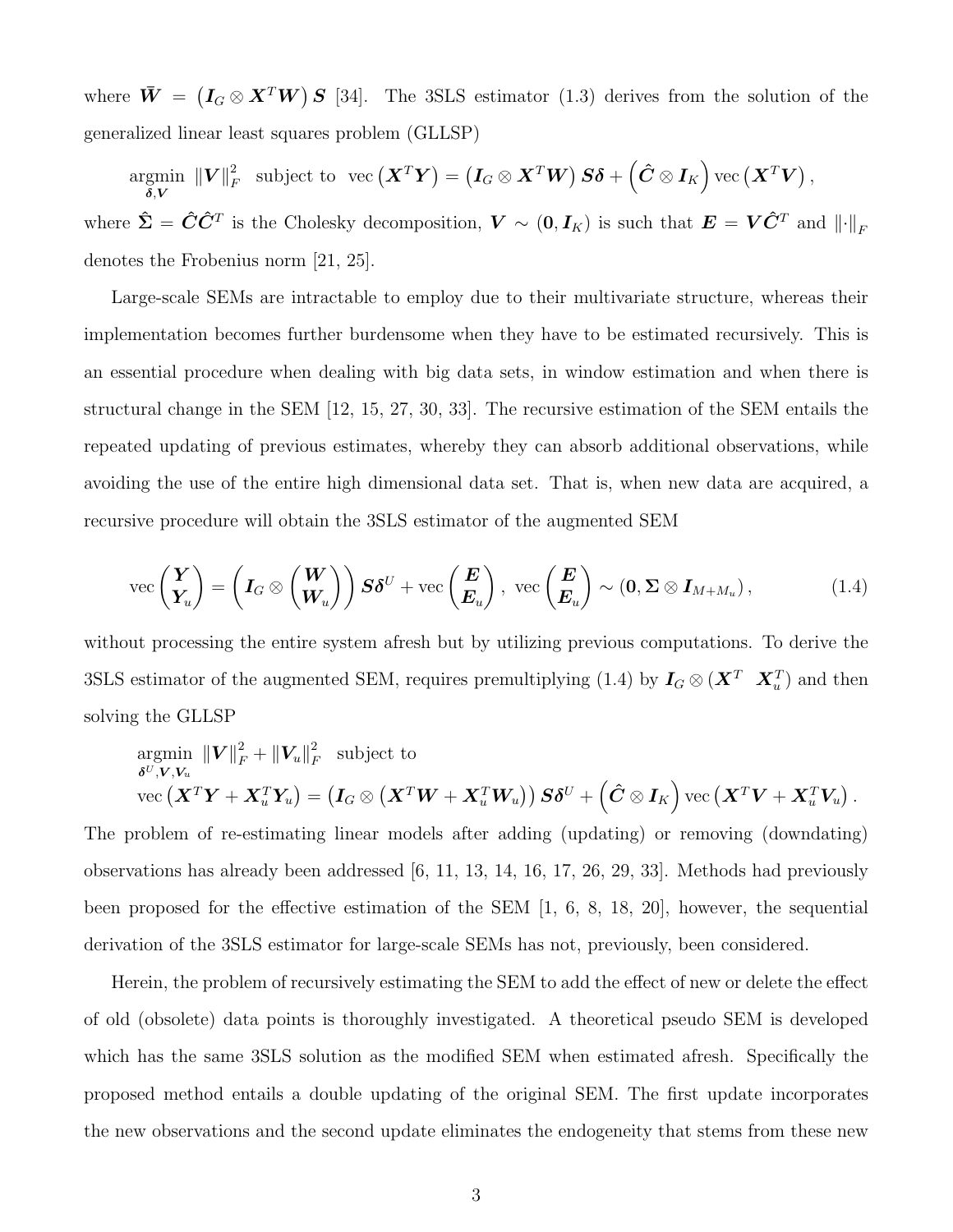where $\bar{\boldsymbol{W}} = \left(\boldsymbol{I}_G \otimes \boldsymbol{X}^T\boldsymbol{W}\right)\boldsymbol{S}$ [34]. The 3SLS estimator (1.3) derives from the solution of the generalized linear least squares problem (GLLSP)

$$\underset{\boldsymbol{\delta},\boldsymbol{V}}{\text{argmin}} \ \|\boldsymbol{V}\|_F^2 \ \text{ subject to } \ \text{vec}\left(\boldsymbol{X}^T\boldsymbol{Y}\right) = \left(\boldsymbol{I}_G \otimes \boldsymbol{X}^T\boldsymbol{W}\right)\boldsymbol{S}\boldsymbol{\delta} + \left(\hat{\boldsymbol{C}} \otimes \boldsymbol{I}_K\right)\text{vec}\left(\boldsymbol{X}^T\boldsymbol{V}\right),$$

where $\hat{\boldsymbol{\Sigma}} = \hat{\boldsymbol{C}}\hat{\boldsymbol{C}}^T$ is the Cholesky decomposition, $\boldsymbol{V} \sim (\boldsymbol{0}, \boldsymbol{I}_K)$ is such that $\boldsymbol{E} = \boldsymbol{V}\hat{\boldsymbol{C}}^T$ and $\|\cdot\|_F$ denotes the Frobenius norm [21, 25].

Large-scale SEMs are intractable to employ due to their multivariate structure, whereas their implementation becomes further burdensome when they have to be estimated recursively. This is an essential procedure when dealing with big data sets, in window estimation and when there is structural change in the SEM [12, 15, 27, 30, 33]. The recursive estimation of the SEM entails the repeated updating of previous estimates, whereby they can absorb additional observations, while avoiding the use of the entire high dimensional data set. That is, when new data are acquired, a recursive procedure will obtain the 3SLS estimator of the augmented SEM

$$\text{vec}\begin{pmatrix}\boldsymbol{Y}\\ \boldsymbol{Y}_u\end{pmatrix} = \left(\boldsymbol{I}_G \otimes \begin{pmatrix}\boldsymbol{W}\\ \boldsymbol{W}_u\end{pmatrix}\right)\boldsymbol{S}\boldsymbol{\delta}^U + \text{vec}\begin{pmatrix}\boldsymbol{E}\\ \boldsymbol{E}_u\end{pmatrix}, \ \text{vec}\begin{pmatrix}\boldsymbol{E}\\ \boldsymbol{E}_u\end{pmatrix} \sim \left(\boldsymbol{0}, \boldsymbol{\Sigma} \otimes \boldsymbol{I}_{M+M_u}\right), \tag{1.4}$$

without processing the entire system afresh but by utilizing previous computations. To derive the 3SLS estimator of the augmented SEM, requires premultiplying (1.4) by $\boldsymbol{I}_G \otimes (\boldsymbol{X}^T \ \ \boldsymbol{X}_u^T)$ and then solving the GLLSP

$$\underset{\boldsymbol{\delta}^U,\boldsymbol{V},\boldsymbol{V}_u}{\text{argmin}} \ \|\boldsymbol{V}\|_F^2 + \|\boldsymbol{V}_u\|_F^2 \ \text{ subject to}$$
$$\text{vec}\left(\boldsymbol{X}^T\boldsymbol{Y} + \boldsymbol{X}_u^T\boldsymbol{Y}_u\right) = \left(\boldsymbol{I}_G \otimes \left(\boldsymbol{X}^T\boldsymbol{W} + \boldsymbol{X}_u^T\boldsymbol{W}_u\right)\right)\boldsymbol{S}\boldsymbol{\delta}^U + \left(\hat{\boldsymbol{C}} \otimes \boldsymbol{I}_K\right)\text{vec}\left(\boldsymbol{X}^T\boldsymbol{V} + \boldsymbol{X}_u^T\boldsymbol{V}_u\right).$$

The problem of re-estimating linear models after adding (updating) or removing (downdating) observations has already been addressed [6, 11, 13, 14, 16, 17, 26, 29, 33]. Methods had previously been proposed for the effective estimation of the SEM [1, 6, 8, 18, 20], however, the sequential derivation of the 3SLS estimator for large-scale SEMs has not, previously, been considered.

Herein, the problem of recursively estimating the SEM to add the effect of new or delete the effect of old (obsolete) data points is thoroughly investigated. A theoretical pseudo SEM is developed which has the same 3SLS solution as the modified SEM when estimated afresh. Specifically the proposed method entails a double updating of the original SEM. The first update incorporates the new observations and the second update eliminates the endogeneity that stems from these new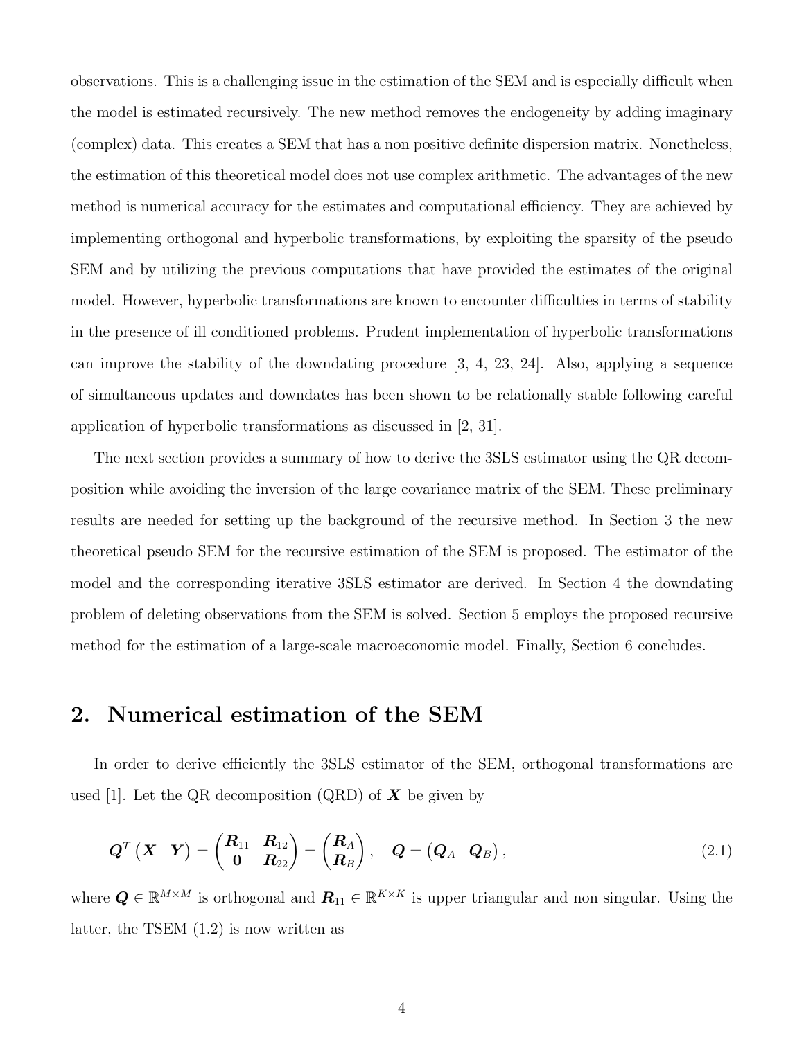observations. This is a challenging issue in the estimation of the SEM and is especially difficult when the model is estimated recursively. The new method removes the endogeneity by adding imaginary (complex) data. This creates a SEM that has a non positive definite dispersion matrix. Nonetheless, the estimation of this theoretical model does not use complex arithmetic. The advantages of the new method is numerical accuracy for the estimates and computational efficiency. They are achieved by implementing orthogonal and hyperbolic transformations, by exploiting the sparsity of the pseudo SEM and by utilizing the previous computations that have provided the estimates of the original model. However, hyperbolic transformations are known to encounter difficulties in terms of stability in the presence of ill conditioned problems. Prudent implementation of hyperbolic transformations can improve the stability of the downdating procedure [3, 4, 23, 24]. Also, applying a sequence of simultaneous updates and downdates has been shown to be relationally stable following careful application of hyperbolic transformations as discussed in [2, 31].

The next section provides a summary of how to derive the 3SLS estimator using the QR decomposition while avoiding the inversion of the large covariance matrix of the SEM. These preliminary results are needed for setting up the background of the recursive method. In Section 3 the new theoretical pseudo SEM for the recursive estimation of the SEM is proposed. The estimator of the model and the corresponding iterative 3SLS estimator are derived. In Section 4 the downdating problem of deleting observations from the SEM is solved. Section 5 employs the proposed recursive method for the estimation of a large-scale macroeconomic model. Finally, Section 6 concludes.

## 2. Numerical estimation of the SEM

In order to derive efficiently the 3SLS estimator of the SEM, orthogonal transformations are used [1]. Let the QR decomposition (QRD) of $\boldsymbol{X}$ be given by

$$\boldsymbol{Q}^T \begin{pmatrix} \boldsymbol{X} & \boldsymbol{Y} \end{pmatrix} = \begin{pmatrix} \boldsymbol{R}_{11} & \boldsymbol{R}_{12} \\ \boldsymbol{0} & \boldsymbol{R}_{22} \end{pmatrix} = \begin{pmatrix} \boldsymbol{R}_A \\ \boldsymbol{R}_B \end{pmatrix}, \quad \boldsymbol{Q} = \begin{pmatrix} \boldsymbol{Q}_A & \boldsymbol{Q}_B \end{pmatrix}, \tag{2.1}$$

where $\boldsymbol{Q} \in \mathbb{R}^{M \times M}$ is orthogonal and $\boldsymbol{R}_{11} \in \mathbb{R}^{K \times K}$ is upper triangular and non singular. Using the latter, the TSEM (1.2) is now written as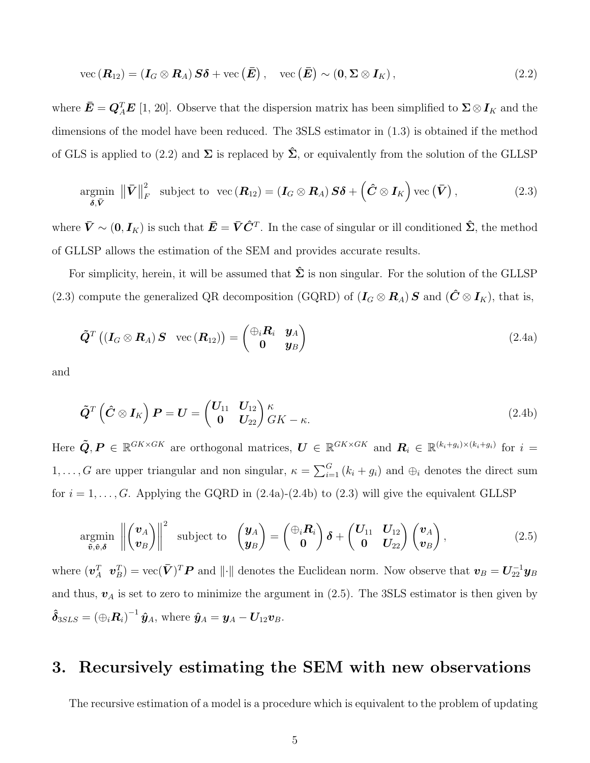$$\text{vec}\left(\boldsymbol{R}_{12}\right) = \left(\boldsymbol{I}_G \otimes \boldsymbol{R}_A\right)\boldsymbol{S}\boldsymbol{\delta} + \text{vec}\left(\bar{\boldsymbol{E}}\right), \quad \text{vec}\left(\bar{\boldsymbol{E}}\right) \sim \left(\boldsymbol{0}, \boldsymbol{\Sigma} \otimes \boldsymbol{I}_K\right), \tag{2.2}$$

where $\bar{\boldsymbol{E}} = \boldsymbol{Q}_A^T \boldsymbol{E}$ [1, 20]. Observe that the dispersion matrix has been simplified to $\boldsymbol{\Sigma} \otimes \boldsymbol{I}_K$ and the dimensions of the model have been reduced. The 3SLS estimator in (1.3) is obtained if the method of GLS is applied to (2.2) and $\boldsymbol{\Sigma}$ is replaced by $\hat{\boldsymbol{\Sigma}}$, or equivalently from the solution of the GLLSP

$$\underset{\boldsymbol{\delta}, \bar{\boldsymbol{V}}}{\text{argmin}} \ \left\|\bar{\boldsymbol{V}}\right\|_F^2 \ \text{ subject to } \ \text{vec}\left(\boldsymbol{R}_{12}\right) = \left(\boldsymbol{I}_G \otimes \boldsymbol{R}_A\right)\boldsymbol{S}\boldsymbol{\delta} + \left(\hat{\boldsymbol{C}} \otimes \boldsymbol{I}_K\right)\text{vec}\left(\bar{\boldsymbol{V}}\right), \tag{2.3}$$

where $\bar{\boldsymbol{V}} \sim (\boldsymbol{0}, \boldsymbol{I}_K)$ is such that $\bar{\boldsymbol{E}} = \bar{\boldsymbol{V}}\hat{\boldsymbol{C}}^T$. In the case of singular or ill conditioned $\hat{\boldsymbol{\Sigma}}$, the method of GLLSP allows the estimation of the SEM and provides accurate results.

For simplicity, herein, it will be assumed that $\hat{\boldsymbol{\Sigma}}$ is non singular. For the solution of the GLLSP (2.3) compute the generalized QR decomposition (GQRD) of $\left(\boldsymbol{I}_G \otimes \boldsymbol{R}_A\right)\boldsymbol{S}$ and $(\hat{\boldsymbol{C}} \otimes \boldsymbol{I}_K)$, that is,

$$\tilde{\boldsymbol{Q}}^T \left(\left(\boldsymbol{I}_G \otimes \boldsymbol{R}_A\right)\boldsymbol{S} \quad \text{vec}\left(\boldsymbol{R}_{12}\right)\right) = \begin{pmatrix} \oplus_i \boldsymbol{R}_i & \boldsymbol{y}_A \\ \boldsymbol{0} & \boldsymbol{y}_B \end{pmatrix} \tag{2.4a}$$

and

$$\tilde{\boldsymbol{Q}}^T \left(\hat{\boldsymbol{C}} \otimes \boldsymbol{I}_K\right)\boldsymbol{P} = \boldsymbol{U} = \begin{pmatrix} \boldsymbol{U}_{11} & \boldsymbol{U}_{12} \\ \boldsymbol{0} & \boldsymbol{U}_{22} \end{pmatrix} \begin{matrix} \kappa \\ GK - \kappa. \end{matrix} \tag{2.4b}$$

Here $\tilde{\boldsymbol{Q}}, \boldsymbol{P} \in \mathbb{R}^{GK \times GK}$ are orthogonal matrices, $\boldsymbol{U} \in \mathbb{R}^{GK \times GK}$ and $\boldsymbol{R}_i \in \mathbb{R}^{(k_i+g_i)\times(k_i+g_i)}$ for $i = 1, \ldots, G$ are upper triangular and non singular, $\kappa = \sum_{i=1}^{G}(k_i + g_i)$ and $\oplus_i$ denotes the direct sum for $i = 1, \ldots, G$. Applying the GQRD in (2.4a)-(2.4b) to (2.3) will give the equivalent GLLSP

$$\underset{\tilde{\boldsymbol{v}}, \hat{\boldsymbol{v}}, \boldsymbol{\delta}}{\text{argmin}} \ \left\|\begin{pmatrix} \boldsymbol{v}_A \\ \boldsymbol{v}_B \end{pmatrix}\right\|^2 \ \text{ subject to } \ \begin{pmatrix} \boldsymbol{y}_A \\ \boldsymbol{y}_B \end{pmatrix} = \begin{pmatrix} \oplus_i \boldsymbol{R}_i \\ \boldsymbol{0} \end{pmatrix}\boldsymbol{\delta} + \begin{pmatrix} \boldsymbol{U}_{11} & \boldsymbol{U}_{12} \\ \boldsymbol{0} & \boldsymbol{U}_{22} \end{pmatrix}\begin{pmatrix} \boldsymbol{v}_A \\ \boldsymbol{v}_B \end{pmatrix}, \tag{2.5}$$

where $(\boldsymbol{v}_A^T \ \ \boldsymbol{v}_B^T) = \text{vec}(\bar{\boldsymbol{V}})^T \boldsymbol{P}$ and $\|\cdot\|$ denotes the Euclidean norm. Now observe that $\boldsymbol{v}_B = \boldsymbol{U}_{22}^{-1}\boldsymbol{y}_B$ and thus, $\boldsymbol{v}_A$ is set to zero to minimize the argument in (2.5). The 3SLS estimator is then given by $\hat{\boldsymbol{\delta}}_{3SLS} = \left(\oplus_i \boldsymbol{R}_i\right)^{-1}\hat{\boldsymbol{y}}_A$, where $\hat{\boldsymbol{y}}_A = \boldsymbol{y}_A - \boldsymbol{U}_{12}\boldsymbol{v}_B$.

## 3. Recursively estimating the SEM with new observations

The recursive estimation of a model is a procedure which is equivalent to the problem of updating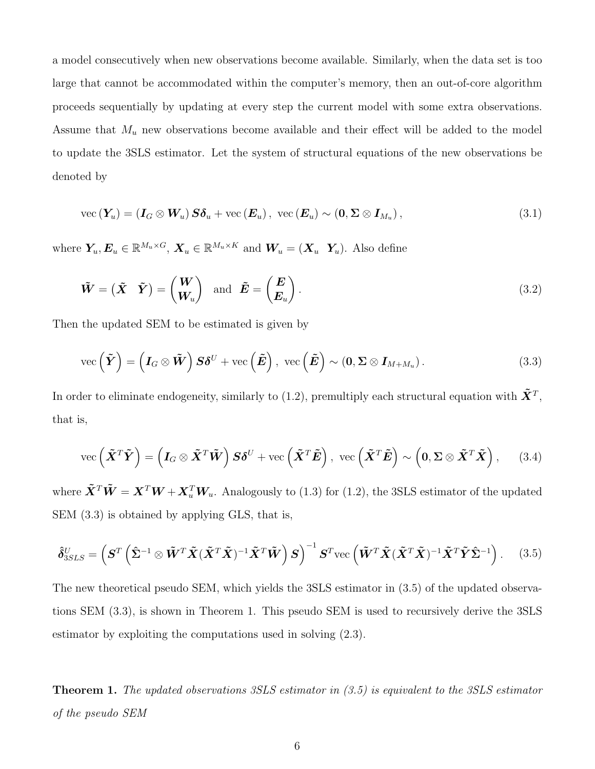a model consecutively when new observations become available. Similarly, when the data set is too large that cannot be accommodated within the computer's memory, then an out-of-core algorithm proceeds sequentially by updating at every step the current model with some extra observations. Assume that $M_u$ new observations become available and their effect will be added to the model to update the 3SLS estimator. Let the system of structural equations of the new observations be denoted by

$$\mathrm{vec}\left(\boldsymbol{Y}_u\right) = \left(\boldsymbol{I}_G \otimes \boldsymbol{W}_u\right) \boldsymbol{S}\boldsymbol{\delta}_u + \mathrm{vec}\left(\boldsymbol{E}_u\right), \; \mathrm{vec}\left(\boldsymbol{E}_u\right) \sim \left(\boldsymbol{0}, \boldsymbol{\Sigma} \otimes \boldsymbol{I}_{M_u}\right), \tag{3.1}$$

where $\boldsymbol{Y}_u, \boldsymbol{E}_u \in \mathbb{R}^{M_u \times G}$, $\boldsymbol{X}_u \in \mathbb{R}^{M_u \times K}$ and $\boldsymbol{W}_u = (\boldsymbol{X}_u \;\; \boldsymbol{Y}_u)$. Also define

$$\tilde{\boldsymbol{W}} = \begin{pmatrix} \tilde{\boldsymbol{X}} & \tilde{\boldsymbol{Y}} \end{pmatrix} = \begin{pmatrix} \boldsymbol{W} \\ \boldsymbol{W}_u \end{pmatrix} \;\; \text{and} \;\; \tilde{\boldsymbol{E}} = \begin{pmatrix} \boldsymbol{E} \\ \boldsymbol{E}_u \end{pmatrix}. \tag{3.2}$$

Then the updated SEM to be estimated is given by

$$\mathrm{vec}\left(\tilde{\boldsymbol{Y}}\right) = \left(\boldsymbol{I}_G \otimes \tilde{\boldsymbol{W}}\right) \boldsymbol{S}\boldsymbol{\delta}^U + \mathrm{vec}\left(\tilde{\boldsymbol{E}}\right), \; \mathrm{vec}\left(\tilde{\boldsymbol{E}}\right) \sim \left(\boldsymbol{0}, \boldsymbol{\Sigma} \otimes \boldsymbol{I}_{M+M_u}\right). \tag{3.3}$$

In order to eliminate endogeneity, similarly to (1.2), premultiply each structural equation with $\tilde{\boldsymbol{X}}^T$, that is,

$$\mathrm{vec}\left(\tilde{\boldsymbol{X}}^T\tilde{\boldsymbol{Y}}\right) = \left(\boldsymbol{I}_G \otimes \tilde{\boldsymbol{X}}^T\tilde{\boldsymbol{W}}\right) \boldsymbol{S}\boldsymbol{\delta}^U + \mathrm{vec}\left(\tilde{\boldsymbol{X}}^T\tilde{\boldsymbol{E}}\right), \; \mathrm{vec}\left(\tilde{\boldsymbol{X}}^T\tilde{\boldsymbol{E}}\right) \sim \left(\boldsymbol{0}, \boldsymbol{\Sigma} \otimes \tilde{\boldsymbol{X}}^T\tilde{\boldsymbol{X}}\right), \tag{3.4}$$

where $\tilde{\boldsymbol{X}}^T\tilde{\boldsymbol{W}} = \boldsymbol{X}^T\boldsymbol{W} + \boldsymbol{X}_u^T\boldsymbol{W}_u$. Analogously to (1.3) for (1.2), the 3SLS estimator of the updated SEM (3.3) is obtained by applying GLS, that is,

$$\hat{\boldsymbol{\delta}}^U_{3SLS} = \left(\boldsymbol{S}^T\left(\hat{\boldsymbol{\Sigma}}^{-1} \otimes \tilde{\boldsymbol{W}}^T\tilde{\boldsymbol{X}}(\tilde{\boldsymbol{X}}^T\tilde{\boldsymbol{X}})^{-1}\tilde{\boldsymbol{X}}^T\tilde{\boldsymbol{W}}\right)\boldsymbol{S}\right)^{-1} \boldsymbol{S}^T\mathrm{vec}\left(\tilde{\boldsymbol{W}}^T\tilde{\boldsymbol{X}}(\tilde{\boldsymbol{X}}^T\tilde{\boldsymbol{X}})^{-1}\tilde{\boldsymbol{X}}^T\tilde{\boldsymbol{Y}}\hat{\boldsymbol{\Sigma}}^{-1}\right). \tag{3.5}$$

The new theoretical pseudo SEM, which yields the 3SLS estimator in (3.5) of the updated observations SEM (3.3), is shown in Theorem 1. This pseudo SEM is used to recursively derive the 3SLS estimator by exploiting the computations used in solving (2.3).

**Theorem 1.** *The updated observations 3SLS estimator in (3.5) is equivalent to the 3SLS estimator of the pseudo SEM*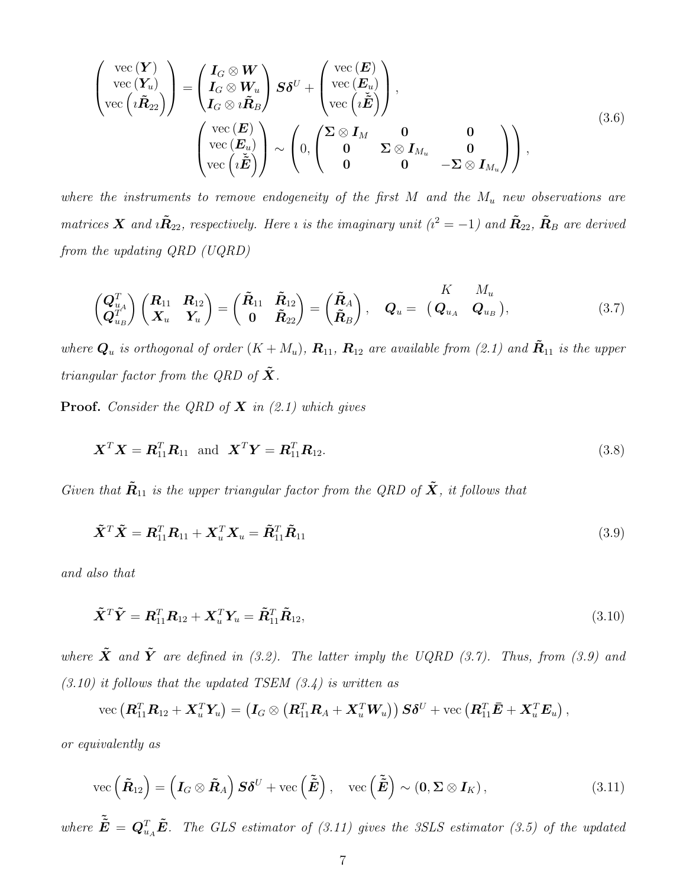$$
\begin{pmatrix} \text{vec}(\boldsymbol{Y}) \\ \text{vec}(\boldsymbol{Y}_u) \\ \text{vec}\left(\imath\tilde{\boldsymbol{R}}_{22}\right) \end{pmatrix} = \begin{pmatrix} \boldsymbol{I}_G \otimes \boldsymbol{W} \\ \boldsymbol{I}_G \otimes \boldsymbol{W}_u \\ \boldsymbol{I}_G \otimes \imath\tilde{\boldsymbol{R}}_B \end{pmatrix} \boldsymbol{S}\boldsymbol{\delta}^U + \begin{pmatrix} \text{vec}(\boldsymbol{E}) \\ \text{vec}(\boldsymbol{E}_u) \\ \text{vec}\left(\imath\check{\tilde{\boldsymbol{E}}}\right) \end{pmatrix},
$$
$$
\begin{pmatrix} \text{vec}(\boldsymbol{E}) \\ \text{vec}(\boldsymbol{E}_u) \\ \text{vec}\left(\imath\check{\tilde{\boldsymbol{E}}}\right) \end{pmatrix} \sim \left(0, \begin{pmatrix} \boldsymbol{\Sigma}\otimes \boldsymbol{I}_M & \boldsymbol{0} & \boldsymbol{0} \\ \boldsymbol{0} & \boldsymbol{\Sigma}\otimes\boldsymbol{I}_{M_u} & \boldsymbol{0} \\ \boldsymbol{0} & \boldsymbol{0} & -\boldsymbol{\Sigma}\otimes\boldsymbol{I}_{M_u} \end{pmatrix}\right), \tag{3.6}
$$

*where the instruments to remove endogeneity of the first $M$ and the $M_u$ new observations are matrices $\boldsymbol{X}$ and $\imath\tilde{\boldsymbol{R}}_{22}$, respectively. Here $\imath$ is the imaginary unit ($\imath^2 = -1$) and $\tilde{\boldsymbol{R}}_{22}$, $\tilde{\boldsymbol{R}}_B$ are derived from the updating QRD (UQRD)*

$$
\begin{pmatrix} \boldsymbol{Q}_{u_A}^T \\ \boldsymbol{Q}_{u_B}^T \end{pmatrix} \begin{pmatrix} \boldsymbol{R}_{11} & \boldsymbol{R}_{12} \\ \boldsymbol{X}_u & \boldsymbol{Y}_u \end{pmatrix} = \begin{pmatrix} \tilde{\boldsymbol{R}}_{11} & \tilde{\boldsymbol{R}}_{12} \\ \boldsymbol{0} & \tilde{\boldsymbol{R}}_{22} \end{pmatrix} = \begin{pmatrix} \tilde{\boldsymbol{R}}_A \\ \tilde{\boldsymbol{R}}_B \end{pmatrix}, \quad \boldsymbol{Q}_u = \begin{matrix} \scriptstyle K & \scriptstyle M_u \\ ( \boldsymbol{Q}_{u_A} & \boldsymbol{Q}_{u_B} ) \end{matrix}, \tag{3.7}
$$

*where $\boldsymbol{Q}_u$ is orthogonal of order $(K + M_u)$, $\boldsymbol{R}_{11}$, $\boldsymbol{R}_{12}$ are available from (2.1) and $\tilde{\boldsymbol{R}}_{11}$ is the upper triangular factor from the QRD of $\tilde{\boldsymbol{X}}$.*

**Proof.** *Consider the QRD of $\boldsymbol{X}$ in (2.1) which gives*

$$
\boldsymbol{X}^T\boldsymbol{X} = \boldsymbol{R}_{11}^T\boldsymbol{R}_{11} \quad \text{and} \quad \boldsymbol{X}^T\boldsymbol{Y} = \boldsymbol{R}_{11}^T\boldsymbol{R}_{12}. \tag{3.8}
$$

*Given that $\tilde{\boldsymbol{R}}_{11}$ is the upper triangular factor from the QRD of $\tilde{\boldsymbol{X}}$, it follows that*

$$
\tilde{\boldsymbol{X}}^T\tilde{\boldsymbol{X}} = \boldsymbol{R}_{11}^T\boldsymbol{R}_{11} + \boldsymbol{X}_u^T\boldsymbol{X}_u = \tilde{\boldsymbol{R}}_{11}^T\tilde{\boldsymbol{R}}_{11} \tag{3.9}
$$

*and also that*

$$
\tilde{\boldsymbol{X}}^T\tilde{\boldsymbol{Y}} = \boldsymbol{R}_{11}^T\boldsymbol{R}_{12} + \boldsymbol{X}_u^T\boldsymbol{Y}_u = \tilde{\boldsymbol{R}}_{11}^T\tilde{\boldsymbol{R}}_{12}, \tag{3.10}
$$

*where $\tilde{\boldsymbol{X}}$ and $\tilde{\boldsymbol{Y}}$ are defined in (3.2). The latter imply the UQRD (3.7). Thus, from (3.9) and (3.10) it follows that the updated TSEM (3.4) is written as*

$$
\text{vec}\left(\boldsymbol{R}_{11}^T\boldsymbol{R}_{12} + \boldsymbol{X}_u^T\boldsymbol{Y}_u\right) = \left(\boldsymbol{I}_G \otimes \left(\boldsymbol{R}_{11}^T\boldsymbol{R}_A + \boldsymbol{X}_u^T\boldsymbol{W}_u\right)\right)\boldsymbol{S}\boldsymbol{\delta}^U + \text{vec}\left(\boldsymbol{R}_{11}^T\bar{\boldsymbol{E}} + \boldsymbol{X}_u^T\boldsymbol{E}_u\right),
$$

*or equivalently as*

$$
\text{vec}\left(\tilde{\boldsymbol{R}}_{12}\right) = \left(\boldsymbol{I}_G \otimes \tilde{\boldsymbol{R}}_A\right)\boldsymbol{S}\boldsymbol{\delta}^U + \text{vec}\left(\tilde{\bar{\boldsymbol{E}}}\right), \quad \text{vec}\left(\tilde{\bar{\boldsymbol{E}}}\right) \sim \left(\boldsymbol{0}, \boldsymbol{\Sigma}\otimes\boldsymbol{I}_K\right), \tag{3.11}
$$

*where $\tilde{\bar{\boldsymbol{E}}} = \boldsymbol{Q}_{u_A}^T\tilde{\boldsymbol{E}}$. The GLS estimator of (3.11) gives the 3SLS estimator (3.5) of the updated*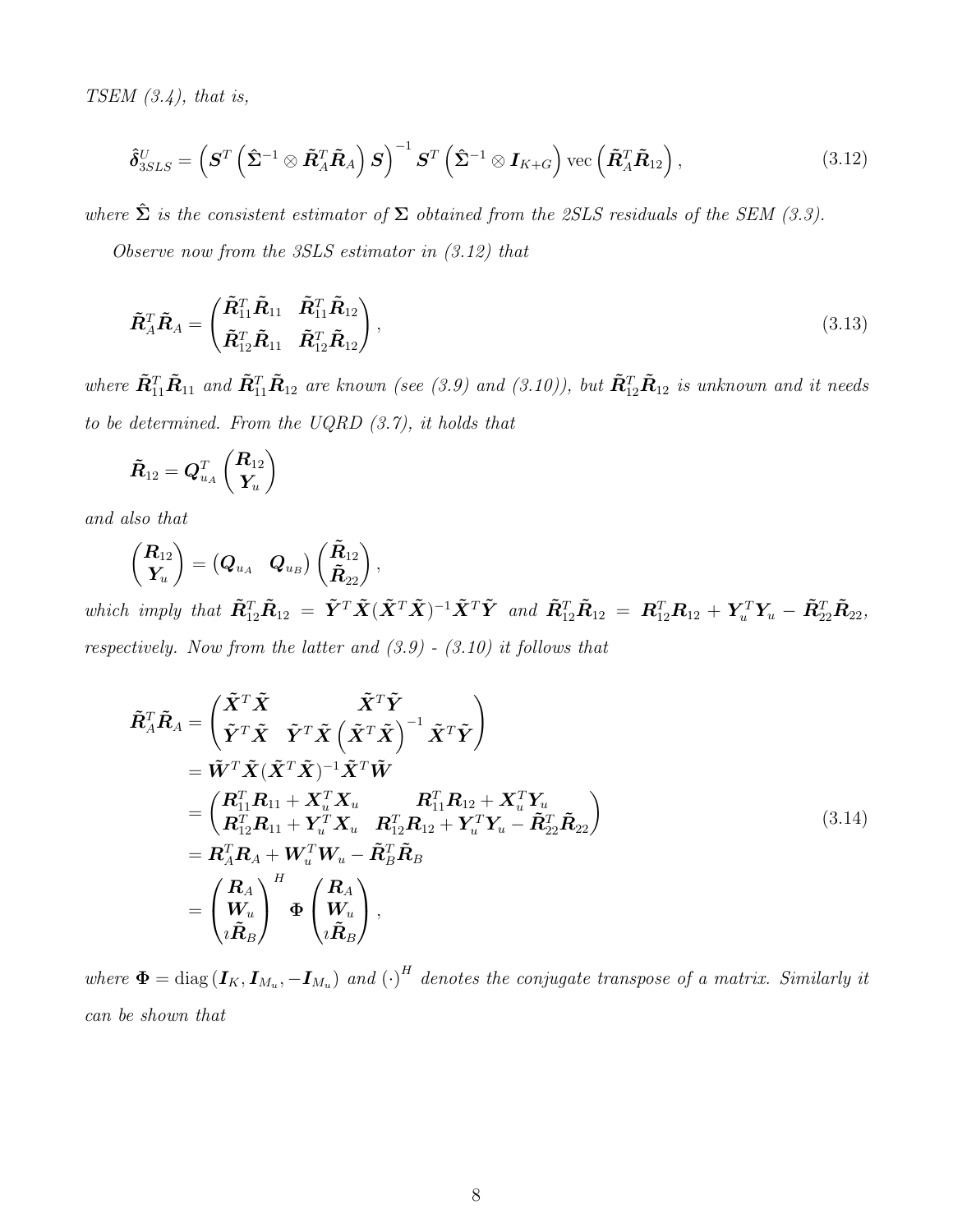*TSEM (3.4), that is,*

$$\hat{\boldsymbol{\delta}}^{U}_{3SLS} = \left(\boldsymbol{S}^T\left(\hat{\boldsymbol{\Sigma}}^{-1} \otimes \tilde{\boldsymbol{R}}_A^T\tilde{\boldsymbol{R}}_A\right)\boldsymbol{S}\right)^{-1}\boldsymbol{S}^T\left(\hat{\boldsymbol{\Sigma}}^{-1} \otimes \boldsymbol{I}_{K+G}\right)\mathrm{vec}\left(\tilde{\boldsymbol{R}}_A^T\tilde{\boldsymbol{R}}_{12}\right), \tag{3.12}$$

*where $\hat{\boldsymbol{\Sigma}}$ is the consistent estimator of $\boldsymbol{\Sigma}$ obtained from the 2SLS residuals of the SEM (3.3).*

*Observe now from the 3SLS estimator in (3.12) that*

$$\tilde{\boldsymbol{R}}_A^T\tilde{\boldsymbol{R}}_A = \begin{pmatrix} \tilde{\boldsymbol{R}}_{11}^T\tilde{\boldsymbol{R}}_{11} & \tilde{\boldsymbol{R}}_{11}^T\tilde{\boldsymbol{R}}_{12} \\ \tilde{\boldsymbol{R}}_{12}^T\tilde{\boldsymbol{R}}_{11} & \tilde{\boldsymbol{R}}_{12}^T\tilde{\boldsymbol{R}}_{12} \end{pmatrix}, \tag{3.13}$$

*where $\tilde{\boldsymbol{R}}_{11}^T\tilde{\boldsymbol{R}}_{11}$ and $\tilde{\boldsymbol{R}}_{11}^T\tilde{\boldsymbol{R}}_{12}$ are known (see (3.9) and (3.10)), but $\tilde{\boldsymbol{R}}_{12}^T\tilde{\boldsymbol{R}}_{12}$ is unknown and it needs to be determined. From the UQRD (3.7), it holds that*

$$\tilde{\boldsymbol{R}}_{12} = \boldsymbol{Q}_{u_A}^T\begin{pmatrix}\boldsymbol{R}_{12}\\ \boldsymbol{Y}_u\end{pmatrix}$$

*and also that*

$$\begin{pmatrix}\boldsymbol{R}_{12}\\ \boldsymbol{Y}_u\end{pmatrix} = \begin{pmatrix}\boldsymbol{Q}_{u_A} & \boldsymbol{Q}_{u_B}\end{pmatrix}\begin{pmatrix}\tilde{\boldsymbol{R}}_{12}\\ \tilde{\boldsymbol{R}}_{22}\end{pmatrix},$$

*which imply that $\tilde{\boldsymbol{R}}_{12}^T\tilde{\boldsymbol{R}}_{12} = \tilde{\boldsymbol{Y}}^T\tilde{\boldsymbol{X}}(\tilde{\boldsymbol{X}}^T\tilde{\boldsymbol{X}})^{-1}\tilde{\boldsymbol{X}}^T\tilde{\boldsymbol{Y}}$ and $\tilde{\boldsymbol{R}}_{12}^T\tilde{\boldsymbol{R}}_{12} = \boldsymbol{R}_{12}^T\boldsymbol{R}_{12} + \boldsymbol{Y}_u^T\boldsymbol{Y}_u - \tilde{\boldsymbol{R}}_{22}^T\tilde{\boldsymbol{R}}_{22}$, respectively. Now from the latter and (3.9) - (3.10) it follows that*

$$\begin{aligned}
\tilde{\boldsymbol{R}}_A^T\tilde{\boldsymbol{R}}_A &= \begin{pmatrix} \tilde{\boldsymbol{X}}^T\tilde{\boldsymbol{X}} & \tilde{\boldsymbol{X}}^T\tilde{\boldsymbol{Y}} \\ \tilde{\boldsymbol{Y}}^T\tilde{\boldsymbol{X}} & \tilde{\boldsymbol{Y}}^T\tilde{\boldsymbol{X}}\left(\tilde{\boldsymbol{X}}^T\tilde{\boldsymbol{X}}\right)^{-1}\tilde{\boldsymbol{X}}^T\tilde{\boldsymbol{Y}} \end{pmatrix} \\
&= \tilde{\boldsymbol{W}}^T\tilde{\boldsymbol{X}}(\tilde{\boldsymbol{X}}^T\tilde{\boldsymbol{X}})^{-1}\tilde{\boldsymbol{X}}^T\tilde{\boldsymbol{W}} \\
&= \begin{pmatrix} \boldsymbol{R}_{11}^T\boldsymbol{R}_{11} + \boldsymbol{X}_u^T\boldsymbol{X}_u & \boldsymbol{R}_{11}^T\boldsymbol{R}_{12} + \boldsymbol{X}_u^T\boldsymbol{Y}_u \\ \boldsymbol{R}_{12}^T\boldsymbol{R}_{11} + \boldsymbol{Y}_u^T\boldsymbol{X}_u & \boldsymbol{R}_{12}^T\boldsymbol{R}_{12} + \boldsymbol{Y}_u^T\boldsymbol{Y}_u - \tilde{\boldsymbol{R}}_{22}^T\tilde{\boldsymbol{R}}_{22} \end{pmatrix} \\
&= \boldsymbol{R}_A^T\boldsymbol{R}_A + \boldsymbol{W}_u^T\boldsymbol{W}_u - \tilde{\boldsymbol{R}}_B^T\tilde{\boldsymbol{R}}_B \\
&= \begin{pmatrix}\boldsymbol{R}_A\\ \boldsymbol{W}_u\\ \imath\tilde{\boldsymbol{R}}_B\end{pmatrix}^H \boldsymbol{\Phi}\begin{pmatrix}\boldsymbol{R}_A\\ \boldsymbol{W}_u\\ \imath\tilde{\boldsymbol{R}}_B\end{pmatrix},
\end{aligned} \tag{3.14}$$

*where $\boldsymbol{\Phi} = \mathrm{diag}\left(\boldsymbol{I}_K, \boldsymbol{I}_{M_u}, -\boldsymbol{I}_{M_u}\right)$ and $(\cdot)^H$ denotes the conjugate transpose of a matrix. Similarly it can be shown that*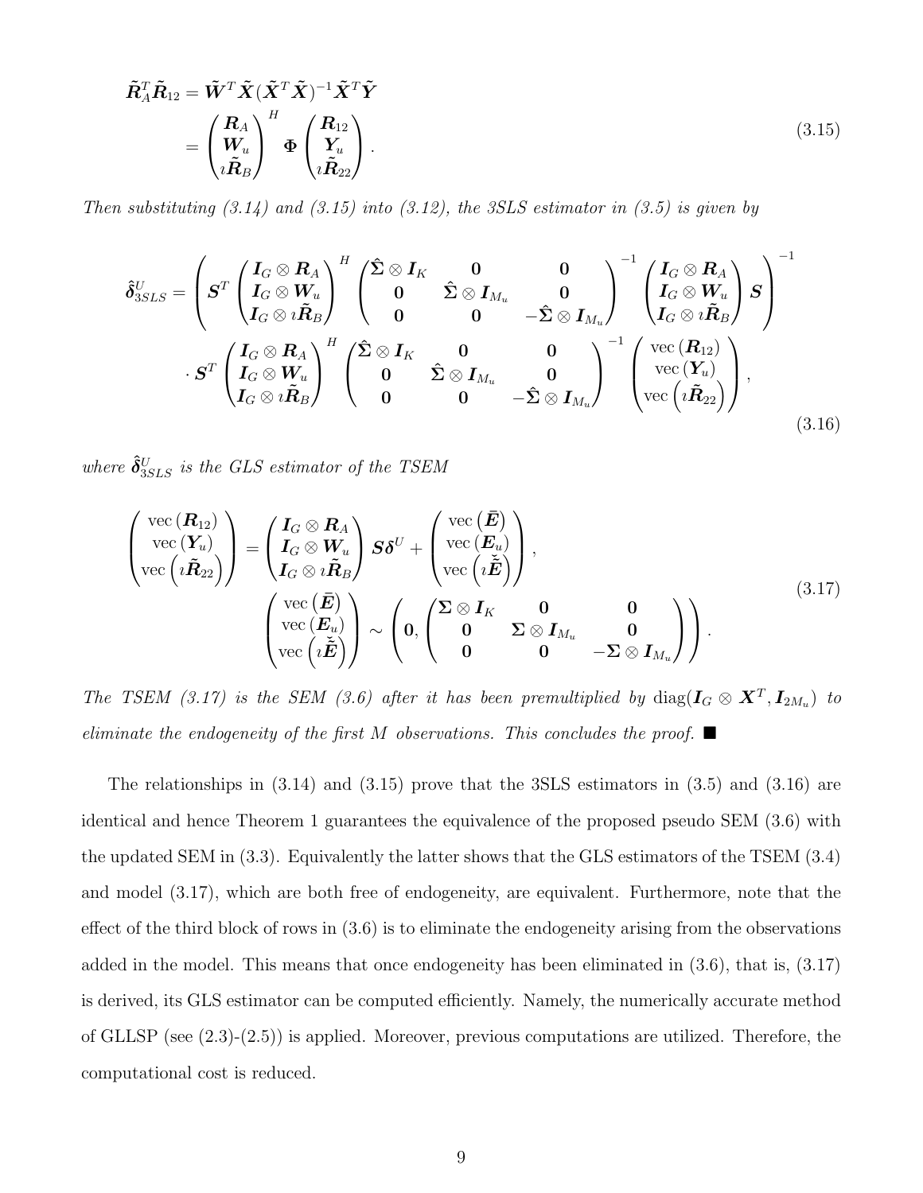$$
\begin{aligned}
\tilde{\boldsymbol{R}}_A^T \tilde{\boldsymbol{R}}_{12} &= \tilde{\boldsymbol{W}}^T \tilde{\boldsymbol{X}} (\tilde{\boldsymbol{X}}^T \tilde{\boldsymbol{X}})^{-1} \tilde{\boldsymbol{X}}^T \tilde{\boldsymbol{Y}} \\
&= \begin{pmatrix} \boldsymbol{R}_A \\ \boldsymbol{W}_u \\ \imath \tilde{\boldsymbol{R}}_B \end{pmatrix}^H \boldsymbol{\Phi} \begin{pmatrix} \boldsymbol{R}_{12} \\ \boldsymbol{Y}_u \\ \imath \tilde{\boldsymbol{R}}_{22} \end{pmatrix}.
\end{aligned}
\tag{3.15}
$$

*Then substituting (3.14) and (3.15) into (3.12), the 3SLS estimator in (3.5) is given by*

$$
\begin{aligned}
\hat{\boldsymbol{\delta}}_{3SLS}^U = &\left( \boldsymbol{S}^T \begin{pmatrix} \boldsymbol{I}_G \otimes \boldsymbol{R}_A \\ \boldsymbol{I}_G \otimes \boldsymbol{W}_u \\ \boldsymbol{I}_G \otimes \imath \tilde{\boldsymbol{R}}_B \end{pmatrix}^H \begin{pmatrix} \hat{\boldsymbol{\Sigma}} \otimes \boldsymbol{I}_K & \boldsymbol{0} & \boldsymbol{0} \\ \boldsymbol{0} & \hat{\boldsymbol{\Sigma}} \otimes \boldsymbol{I}_{M_u} & \boldsymbol{0} \\ \boldsymbol{0} & \boldsymbol{0} & -\hat{\boldsymbol{\Sigma}} \otimes \boldsymbol{I}_{M_u} \end{pmatrix}^{-1} \begin{pmatrix} \boldsymbol{I}_G \otimes \boldsymbol{R}_A \\ \boldsymbol{I}_G \otimes \boldsymbol{W}_u \\ \boldsymbol{I}_G \otimes \imath \tilde{\boldsymbol{R}}_B \end{pmatrix} \boldsymbol{S} \right)^{-1} \\
&\cdot \boldsymbol{S}^T \begin{pmatrix} \boldsymbol{I}_G \otimes \boldsymbol{R}_A \\ \boldsymbol{I}_G \otimes \boldsymbol{W}_u \\ \boldsymbol{I}_G \otimes \imath \tilde{\boldsymbol{R}}_B \end{pmatrix}^H \begin{pmatrix} \hat{\boldsymbol{\Sigma}} \otimes \boldsymbol{I}_K & \boldsymbol{0} & \boldsymbol{0} \\ \boldsymbol{0} & \hat{\boldsymbol{\Sigma}} \otimes \boldsymbol{I}_{M_u} & \boldsymbol{0} \\ \boldsymbol{0} & \boldsymbol{0} & -\hat{\boldsymbol{\Sigma}} \otimes \boldsymbol{I}_{M_u} \end{pmatrix}^{-1} \begin{pmatrix} \operatorname{vec}(\boldsymbol{R}_{12}) \\ \operatorname{vec}(\boldsymbol{Y}_u) \\ \operatorname{vec}\left(\imath \tilde{\boldsymbol{R}}_{22}\right) \end{pmatrix},
\end{aligned}
\tag{3.16}
$$

*where $\hat{\boldsymbol{\delta}}_{3SLS}^U$ is the GLS estimator of the TSEM*

$$
\begin{aligned}
\begin{pmatrix} \operatorname{vec}(\boldsymbol{R}_{12}) \\ \operatorname{vec}(\boldsymbol{Y}_u) \\ \operatorname{vec}\left(\imath \tilde{\boldsymbol{R}}_{22}\right) \end{pmatrix} &= \begin{pmatrix} \boldsymbol{I}_G \otimes \boldsymbol{R}_A \\ \boldsymbol{I}_G \otimes \boldsymbol{W}_u \\ \boldsymbol{I}_G \otimes \imath \tilde{\boldsymbol{R}}_B \end{pmatrix} \boldsymbol{S} \boldsymbol{\delta}^U + \begin{pmatrix} \operatorname{vec}\left(\bar{\boldsymbol{E}}\right) \\ \operatorname{vec}(\boldsymbol{E}_u) \\ \operatorname{vec}\left(\imath \check{\tilde{\boldsymbol{E}}}\right) \end{pmatrix}, \\
\begin{pmatrix} \operatorname{vec}\left(\bar{\boldsymbol{E}}\right) \\ \operatorname{vec}(\boldsymbol{E}_u) \\ \operatorname{vec}\left(\imath \check{\tilde{\boldsymbol{E}}}\right) \end{pmatrix} &\sim \left( \boldsymbol{0}, \begin{pmatrix} \boldsymbol{\Sigma} \otimes \boldsymbol{I}_K & \boldsymbol{0} & \boldsymbol{0} \\ \boldsymbol{0} & \boldsymbol{\Sigma} \otimes \boldsymbol{I}_{M_u} & \boldsymbol{0} \\ \boldsymbol{0} & \boldsymbol{0} & -\boldsymbol{\Sigma} \otimes \boldsymbol{I}_{M_u} \end{pmatrix} \right).
\end{aligned}
\tag{3.17}
$$

*The TSEM (3.17) is the SEM (3.6) after it has been premultiplied by $\operatorname{diag}(\boldsymbol{I}_G \otimes \boldsymbol{X}^T, \boldsymbol{I}_{2M_u})$ to eliminate the endogeneity of the first $M$ observations. This concludes the proof.* ■

The relationships in (3.14) and (3.15) prove that the 3SLS estimators in (3.5) and (3.16) are identical and hence Theorem 1 guarantees the equivalence of the proposed pseudo SEM (3.6) with the updated SEM in (3.3). Equivalently the latter shows that the GLS estimators of the TSEM (3.4) and model (3.17), which are both free of endogeneity, are equivalent. Furthermore, note that the effect of the third block of rows in (3.6) is to eliminate the endogeneity arising from the observations added in the model. This means that once endogeneity has been eliminated in (3.6), that is, (3.17) is derived, its GLS estimator can be computed efficiently. Namely, the numerically accurate method of GLLSP (see (2.3)-(2.5)) is applied. Moreover, previous computations are utilized. Therefore, the computational cost is reduced.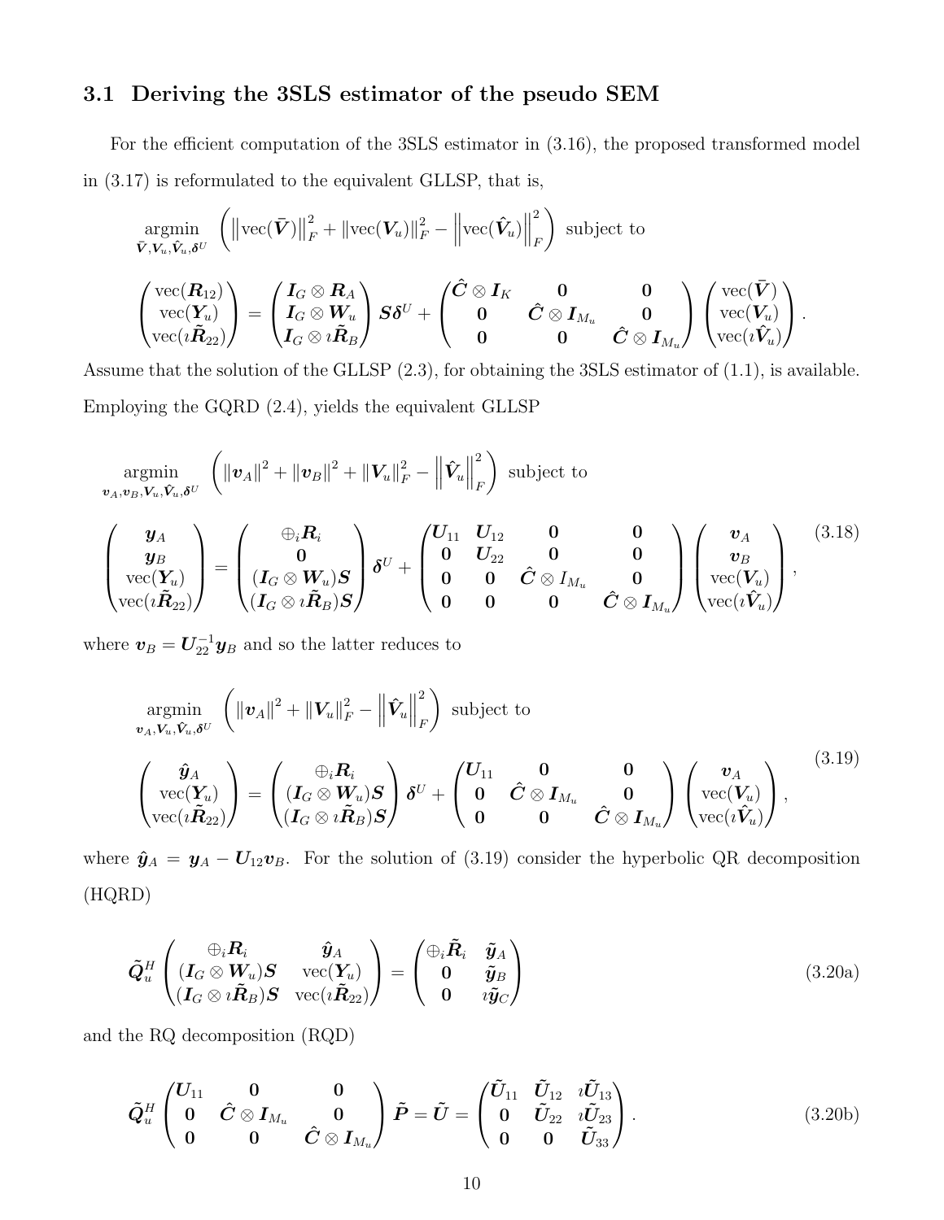### 3.1 Deriving the 3SLS estimator of the pseudo SEM

For the efficient computation of the 3SLS estimator in (3.16), the proposed transformed model in (3.17) is reformulated to the equivalent GLLSP, that is,

$$
\underset{\bar{\boldsymbol{V}},\boldsymbol{V}_u,\hat{\boldsymbol{V}}_u,\boldsymbol{\delta}^U}{\operatorname{argmin}} \left( \left\|\operatorname{vec}(\bar{\boldsymbol{V}})\right\|_F^2 + \left\|\operatorname{vec}(\boldsymbol{V}_u)\right\|_F^2 - \left\|\operatorname{vec}(\hat{\boldsymbol{V}}_u)\right\|_F^2 \right) \text{ subject to}
$$

$$
\begin{pmatrix} \operatorname{vec}(\boldsymbol{R}_{12}) \\ \operatorname{vec}(\boldsymbol{Y}_u) \\ \operatorname{vec}(\imath\tilde{\boldsymbol{R}}_{22}) \end{pmatrix} = \begin{pmatrix} \boldsymbol{I}_G \otimes \boldsymbol{R}_A \\ \boldsymbol{I}_G \otimes \boldsymbol{W}_u \\ \boldsymbol{I}_G \otimes \imath\tilde{\boldsymbol{R}}_B \end{pmatrix} \boldsymbol{S}\boldsymbol{\delta}^U + \begin{pmatrix} \hat{\boldsymbol{C}} \otimes \boldsymbol{I}_K & \boldsymbol{0} & \boldsymbol{0} \\ \boldsymbol{0} & \hat{\boldsymbol{C}} \otimes \boldsymbol{I}_{M_u} & \boldsymbol{0} \\ \boldsymbol{0} & \boldsymbol{0} & \hat{\boldsymbol{C}} \otimes \boldsymbol{I}_{M_u} \end{pmatrix} \begin{pmatrix} \operatorname{vec}(\bar{\boldsymbol{V}}) \\ \operatorname{vec}(\boldsymbol{V}_u) \\ \operatorname{vec}(\imath\hat{\boldsymbol{V}}_u) \end{pmatrix}.
$$

Assume that the solution of the GLLSP (2.3), for obtaining the 3SLS estimator of (1.1), is available. Employing the GQRD (2.4), yields the equivalent GLLSP

$$
\underset{\boldsymbol{v}_A,\boldsymbol{v}_B,\boldsymbol{V}_u,\hat{\boldsymbol{V}}_u,\boldsymbol{\delta}^U}{\operatorname{argmin}} \left( \|\boldsymbol{v}_A\|^2 + \|\boldsymbol{v}_B\|^2 + \|\boldsymbol{V}_u\|_F^2 - \left\|\hat{\boldsymbol{V}}_u\right\|_F^2 \right) \text{ subject to}
$$

$$
\begin{pmatrix} \boldsymbol{y}_A \\ \boldsymbol{y}_B \\ \operatorname{vec}(\boldsymbol{Y}_u) \\ \operatorname{vec}(\imath\tilde{\boldsymbol{R}}_{22}) \end{pmatrix} = \begin{pmatrix} \oplus_i \boldsymbol{R}_i \\ \boldsymbol{0} \\ (\boldsymbol{I}_G \otimes \boldsymbol{W}_u)\boldsymbol{S} \\ (\boldsymbol{I}_G \otimes \imath\tilde{\boldsymbol{R}}_B)\boldsymbol{S} \end{pmatrix} \boldsymbol{\delta}^U + \begin{pmatrix} \boldsymbol{U}_{11} & \boldsymbol{U}_{12} & \boldsymbol{0} & \boldsymbol{0} \\ \boldsymbol{0} & \boldsymbol{U}_{22} & \boldsymbol{0} & \boldsymbol{0} \\ \boldsymbol{0} & \boldsymbol{0} & \hat{\boldsymbol{C}} \otimes I_{M_u} & \boldsymbol{0} \\ \boldsymbol{0} & \boldsymbol{0} & \boldsymbol{0} & \hat{\boldsymbol{C}} \otimes \boldsymbol{I}_{M_u} \end{pmatrix} \begin{pmatrix} \boldsymbol{v}_A \\ \boldsymbol{v}_B \\ \operatorname{vec}(\boldsymbol{V}_u) \\ \operatorname{vec}(\imath\hat{\boldsymbol{V}}_u) \end{pmatrix}, \tag{3.18}
$$

where $\boldsymbol{v}_B = \boldsymbol{U}_{22}^{-1}\boldsymbol{y}_B$ and so the latter reduces to

$$
\underset{\boldsymbol{v}_A,\boldsymbol{V}_u,\hat{\boldsymbol{V}}_u,\boldsymbol{\delta}^U}{\operatorname{argmin}} \left( \|\boldsymbol{v}_A\|^2 + \|\boldsymbol{V}_u\|_F^2 - \left\|\hat{\boldsymbol{V}}_u\right\|_F^2 \right) \text{ subject to}
$$

$$
\begin{pmatrix} \hat{\boldsymbol{y}}_A \\ \operatorname{vec}(\boldsymbol{Y}_u) \\ \operatorname{vec}(\imath\tilde{\boldsymbol{R}}_{22}) \end{pmatrix} = \begin{pmatrix} \oplus_i \boldsymbol{R}_i \\ (\boldsymbol{I}_G \otimes \boldsymbol{W}_u)\boldsymbol{S} \\ (\boldsymbol{I}_G \otimes \imath\tilde{\boldsymbol{R}}_B)\boldsymbol{S} \end{pmatrix} \boldsymbol{\delta}^U + \begin{pmatrix} \boldsymbol{U}_{11} & \boldsymbol{0} & \boldsymbol{0} \\ \boldsymbol{0} & \hat{\boldsymbol{C}} \otimes \boldsymbol{I}_{M_u} & \boldsymbol{0} \\ \boldsymbol{0} & \boldsymbol{0} & \hat{\boldsymbol{C}} \otimes \boldsymbol{I}_{M_u} \end{pmatrix} \begin{pmatrix} \boldsymbol{v}_A \\ \operatorname{vec}(\boldsymbol{V}_u) \\ \operatorname{vec}(\imath\hat{\boldsymbol{V}}_u) \end{pmatrix}, \tag{3.19}
$$

where $\hat{\boldsymbol{y}}_A = \boldsymbol{y}_A - \boldsymbol{U}_{12}\boldsymbol{v}_B$. For the solution of (3.19) consider the hyperbolic QR decomposition (HQRD)

$$
\tilde{\boldsymbol{Q}}_u^H \begin{pmatrix} \oplus_i \boldsymbol{R}_i & \hat{\boldsymbol{y}}_A \\ (\boldsymbol{I}_G \otimes \boldsymbol{W}_u)\boldsymbol{S} & \operatorname{vec}(\boldsymbol{Y}_u) \\ (\boldsymbol{I}_G \otimes \imath\tilde{\boldsymbol{R}}_B)\boldsymbol{S} & \operatorname{vec}(\imath\tilde{\boldsymbol{R}}_{22}) \end{pmatrix} = \begin{pmatrix} \oplus_i \tilde{\boldsymbol{R}}_i & \tilde{\boldsymbol{y}}_A \\ \boldsymbol{0} & \tilde{\boldsymbol{y}}_B \\ \boldsymbol{0} & \imath\tilde{\boldsymbol{y}}_C \end{pmatrix} \tag{3.20a}
$$

and the RQ decomposition (RQD)

$$
\tilde{\boldsymbol{Q}}_u^H \begin{pmatrix} \boldsymbol{U}_{11} & \boldsymbol{0} & \boldsymbol{0} \\ \boldsymbol{0} & \hat{\boldsymbol{C}} \otimes \boldsymbol{I}_{M_u} & \boldsymbol{0} \\ \boldsymbol{0} & \boldsymbol{0} & \hat{\boldsymbol{C}} \otimes \boldsymbol{I}_{M_u} \end{pmatrix} \tilde{\boldsymbol{P}} = \tilde{\boldsymbol{U}} = \begin{pmatrix} \tilde{\boldsymbol{U}}_{11} & \tilde{\boldsymbol{U}}_{12} & \imath\tilde{\boldsymbol{U}}_{13} \\ \boldsymbol{0} & \tilde{\boldsymbol{U}}_{22} & \imath\tilde{\boldsymbol{U}}_{23} \\ \boldsymbol{0} & \boldsymbol{0} & \tilde{\boldsymbol{U}}_{33} \end{pmatrix}. \tag{3.20b}
$$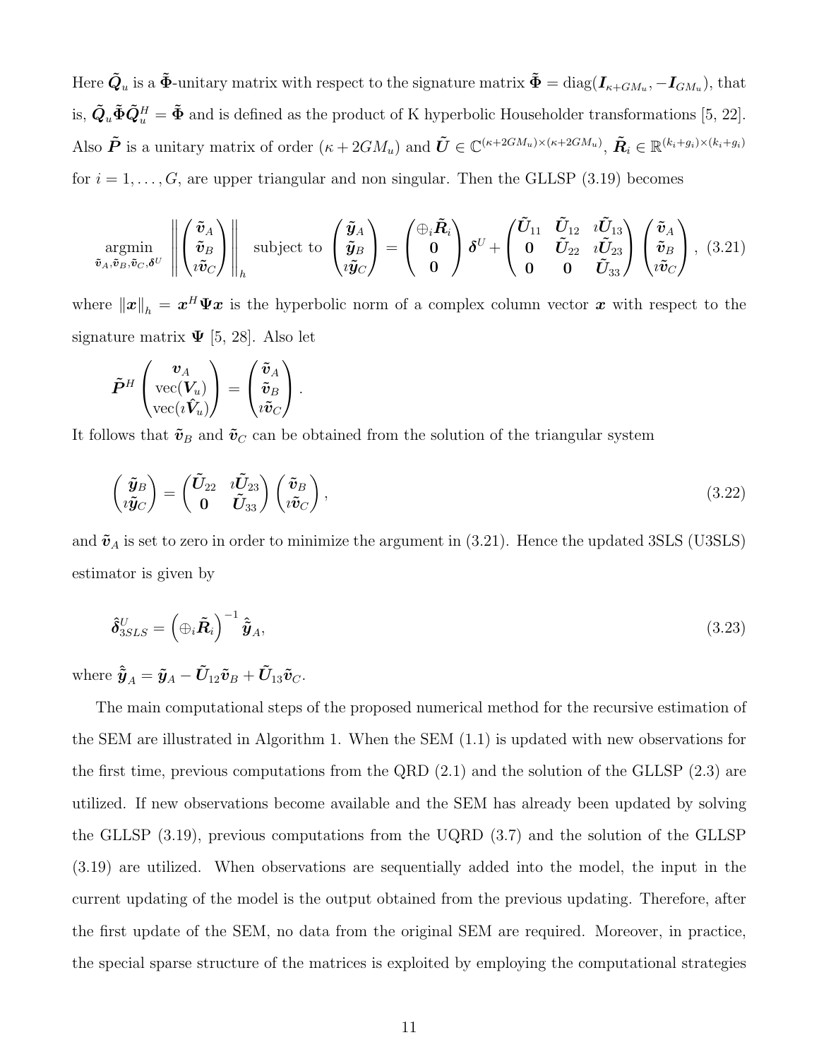Here $\tilde{\boldsymbol{Q}}_u$ is a $\tilde{\boldsymbol{\Phi}}$-unitary matrix with respect to the signature matrix $\tilde{\boldsymbol{\Phi}} = \text{diag}(\boldsymbol{I}_{\kappa+GM_u}, -\boldsymbol{I}_{GM_u})$, that is, $\tilde{\boldsymbol{Q}}_u \tilde{\boldsymbol{\Phi}} \tilde{\boldsymbol{Q}}_u^H = \tilde{\boldsymbol{\Phi}}$ and is defined as the product of K hyperbolic Householder transformations [5, 22]. Also $\tilde{\boldsymbol{P}}$ is a unitary matrix of order $(\kappa + 2GM_u)$ and $\tilde{\boldsymbol{U}} \in \mathbb{C}^{(\kappa+2GM_u)\times(\kappa+2GM_u)}$, $\tilde{\boldsymbol{R}}_i \in \mathbb{R}^{(k_i+g_i)\times(k_i+g_i)}$ for $i = 1, \ldots, G$, are upper triangular and non singular. Then the GLLSP (3.19) becomes

$$\underset{\tilde{\boldsymbol{v}}_A, \tilde{\boldsymbol{v}}_B, \tilde{\boldsymbol{v}}_C, \boldsymbol{\delta}^U}{\text{argmin}} \left\| \begin{pmatrix} \tilde{\boldsymbol{v}}_A \\ \tilde{\boldsymbol{v}}_B \\ \imath\tilde{\boldsymbol{v}}_C \end{pmatrix} \right\|_h \text{ subject to } \begin{pmatrix} \tilde{\boldsymbol{y}}_A \\ \tilde{\boldsymbol{y}}_B \\ \imath\tilde{\boldsymbol{y}}_C \end{pmatrix} = \begin{pmatrix} \oplus_i \tilde{\boldsymbol{R}}_i \\ \boldsymbol{0} \\ \boldsymbol{0} \end{pmatrix} \boldsymbol{\delta}^U + \begin{pmatrix} \tilde{\boldsymbol{U}}_{11} & \tilde{\boldsymbol{U}}_{12} & \imath\tilde{\boldsymbol{U}}_{13} \\ \boldsymbol{0} & \tilde{\boldsymbol{U}}_{22} & \imath\tilde{\boldsymbol{U}}_{23} \\ \boldsymbol{0} & \boldsymbol{0} & \tilde{\boldsymbol{U}}_{33} \end{pmatrix} \begin{pmatrix} \tilde{\boldsymbol{v}}_A \\ \tilde{\boldsymbol{v}}_B \\ \imath\tilde{\boldsymbol{v}}_C \end{pmatrix}, \quad (3.21)$$

where $\|\boldsymbol{x}\|_h = \boldsymbol{x}^H \boldsymbol{\Psi} \boldsymbol{x}$ is the hyperbolic norm of a complex column vector $\boldsymbol{x}$ with respect to the signature matrix $\boldsymbol{\Psi}$ [5, 28]. Also let

$$\tilde{\boldsymbol{P}}^H \begin{pmatrix} \boldsymbol{v}_A \\ \text{vec}(\boldsymbol{V}_u) \\ \text{vec}(\imath\hat{\boldsymbol{V}}_u) \end{pmatrix} = \begin{pmatrix} \tilde{\boldsymbol{v}}_A \\ \tilde{\boldsymbol{v}}_B \\ \imath\tilde{\boldsymbol{v}}_C \end{pmatrix}.$$

It follows that $\tilde{\boldsymbol{v}}_B$ and $\tilde{\boldsymbol{v}}_C$ can be obtained from the solution of the triangular system

$$\begin{pmatrix} \tilde{\boldsymbol{y}}_B \\ \imath\tilde{\boldsymbol{y}}_C \end{pmatrix} = \begin{pmatrix} \tilde{\boldsymbol{U}}_{22} & \imath\tilde{\boldsymbol{U}}_{23} \\ \boldsymbol{0} & \tilde{\boldsymbol{U}}_{33} \end{pmatrix} \begin{pmatrix} \tilde{\boldsymbol{v}}_B \\ \imath\tilde{\boldsymbol{v}}_C \end{pmatrix}, \quad (3.22)$$

and $\tilde{\boldsymbol{v}}_A$ is set to zero in order to minimize the argument in (3.21). Hence the updated 3SLS (U3SLS) estimator is given by

$$\hat{\boldsymbol{\delta}}^U_{3SLS} = \left(\oplus_i \tilde{\boldsymbol{R}}_i\right)^{-1} \hat{\tilde{\boldsymbol{y}}}_A, \quad (3.23)$$

where $\hat{\tilde{\boldsymbol{y}}}_A = \tilde{\boldsymbol{y}}_A - \tilde{\boldsymbol{U}}_{12}\tilde{\boldsymbol{v}}_B + \tilde{\boldsymbol{U}}_{13}\tilde{\boldsymbol{v}}_C$.

The main computational steps of the proposed numerical method for the recursive estimation of the SEM are illustrated in Algorithm 1. When the SEM (1.1) is updated with new observations for the first time, previous computations from the QRD (2.1) and the solution of the GLLSP (2.3) are utilized. If new observations become available and the SEM has already been updated by solving the GLLSP (3.19), previous computations from the UQRD (3.7) and the solution of the GLLSP (3.19) are utilized. When observations are sequentially added into the model, the input in the current updating of the model is the output obtained from the previous updating. Therefore, after the first update of the SEM, no data from the original SEM are required. Moreover, in practice, the special sparse structure of the matrices is exploited by employing the computational strategies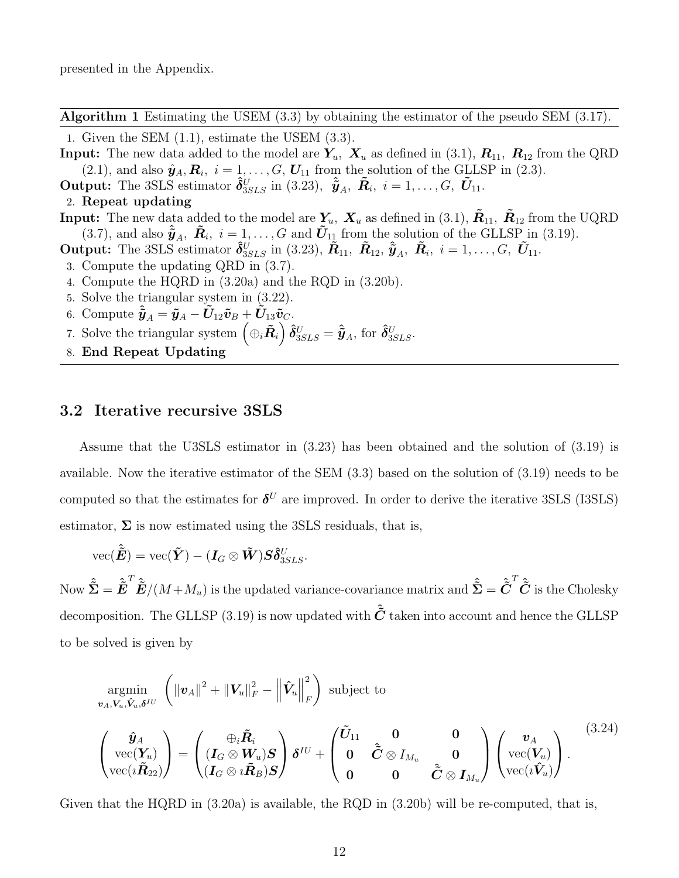presented in the Appendix.

---

**Algorithm 1** Estimating the USEM (3.3) by obtaining the estimator of the pseudo SEM (3.17).

---

1. Given the SEM (1.1), estimate the USEM (3.3).

**Input:** The new data added to the model are $\boldsymbol{Y}_u$, $\boldsymbol{X}_u$ as defined in (3.1), $\boldsymbol{R}_{11}$, $\boldsymbol{R}_{12}$ from the QRD (2.1), and also $\hat{\boldsymbol{y}}_A, \boldsymbol{R}_i,\ i = 1, \ldots, G,\ \boldsymbol{U}_{11}$ from the solution of the GLLSP in (2.3).

**Output:** The 3SLS estimator $\hat{\boldsymbol{\delta}}^U_{3SLS}$ in (3.23), $\hat{\tilde{\boldsymbol{y}}}_A$, $\tilde{\boldsymbol{R}}_i,\ i = 1, \ldots, G,\ \tilde{\boldsymbol{U}}_{11}$.

2. **Repeat updating**

**Input:** The new data added to the model are $\boldsymbol{Y}_u$, $\boldsymbol{X}_u$ as defined in (3.1), $\tilde{\boldsymbol{R}}_{11}$, $\tilde{\boldsymbol{R}}_{12}$ from the UQRD (3.7), and also $\hat{\tilde{\boldsymbol{y}}}_A$, $\tilde{\boldsymbol{R}}_i,\ i = 1, \ldots, G$ and $\tilde{\boldsymbol{U}}_{11}$ from the solution of the GLLSP in (3.19).

**Output:** The 3SLS estimator $\hat{\boldsymbol{\delta}}^U_{3SLS}$ in (3.23), $\tilde{\boldsymbol{R}}_{11}$, $\tilde{\boldsymbol{R}}_{12}$, $\hat{\tilde{\boldsymbol{y}}}_A$, $\tilde{\boldsymbol{R}}_i,\ i = 1, \ldots, G,\ \tilde{\boldsymbol{U}}_{11}$.

3. Compute the updating QRD in (3.7).
4. Compute the HQRD in (3.20a) and the RQD in (3.20b).
5. Solve the triangular system in (3.22).
6. Compute $\hat{\tilde{\boldsymbol{y}}}_A = \tilde{\boldsymbol{y}}_A - \tilde{\boldsymbol{U}}_{12}\tilde{\boldsymbol{v}}_B + \tilde{\boldsymbol{U}}_{13}\tilde{\boldsymbol{v}}_C$.
7. Solve the triangular system $\left(\oplus_i \tilde{\boldsymbol{R}}_i\right)\hat{\boldsymbol{\delta}}^U_{3SLS} = \hat{\tilde{\boldsymbol{y}}}_A$, for $\hat{\boldsymbol{\delta}}^U_{3SLS}$.
8. **End Repeat Updating**

---

## 3.2 Iterative recursive 3SLS

Assume that the U3SLS estimator in (3.23) has been obtained and the solution of (3.19) is available. Now the iterative estimator of the SEM (3.3) based on the solution of (3.19) needs to be computed so that the estimates for $\boldsymbol{\delta}^U$ are improved. In order to derive the iterative 3SLS (I3SLS) estimator, $\boldsymbol{\Sigma}$ is now estimated using the 3SLS residuals, that is,

$$\text{vec}(\hat{\tilde{\boldsymbol{E}}}) = \text{vec}(\tilde{\boldsymbol{Y}}) - (\boldsymbol{I}_G \otimes \tilde{\boldsymbol{W}})\boldsymbol{S}\hat{\boldsymbol{\delta}}^U_{3SLS}.$$

Now $\hat{\tilde{\boldsymbol{\Sigma}}} = \hat{\tilde{\boldsymbol{E}}}^T\hat{\tilde{\boldsymbol{E}}}/(M+M_u)$ is the updated variance-covariance matrix and $\hat{\tilde{\boldsymbol{\Sigma}}} = \hat{\tilde{\boldsymbol{C}}}^T\hat{\tilde{\boldsymbol{C}}}$ is the Cholesky decomposition. The GLLSP (3.19) is now updated with $\hat{\tilde{\boldsymbol{C}}}$ taken into account and hence the GLLSP to be solved is given by

$$\underset{\boldsymbol{v}_A, \boldsymbol{V}_u, \hat{\boldsymbol{V}}_u, \boldsymbol{\delta}^{IU}}{\text{argmin}} \left( \|\boldsymbol{v}_A\|^2 + \|\boldsymbol{V}_u\|_F^2 - \left\|\hat{\boldsymbol{V}}_u\right\|_F^2 \right) \text{ subject to}$$

$$\begin{pmatrix} \hat{\boldsymbol{y}}_A \\ \text{vec}(\boldsymbol{Y}_u) \\ \text{vec}(\imath\tilde{\boldsymbol{R}}_{22}) \end{pmatrix} = \begin{pmatrix} \oplus_i \tilde{\boldsymbol{R}}_i \\ (\boldsymbol{I}_G \otimes \boldsymbol{W}_u)\boldsymbol{S} \\ (\boldsymbol{I}_G \otimes \imath\tilde{\boldsymbol{R}}_B)\boldsymbol{S} \end{pmatrix} \boldsymbol{\delta}^{IU} + \begin{pmatrix} \tilde{\boldsymbol{U}}_{11} & \boldsymbol{0} & \boldsymbol{0} \\ \boldsymbol{0} & \hat{\tilde{\boldsymbol{C}}} \otimes I_{M_u} & \boldsymbol{0} \\ \boldsymbol{0} & \boldsymbol{0} & \hat{\tilde{\boldsymbol{C}}} \otimes \boldsymbol{I}_{M_u} \end{pmatrix} \begin{pmatrix} \boldsymbol{v}_A \\ \text{vec}(\boldsymbol{V}_u) \\ \text{vec}(\imath\hat{\boldsymbol{V}}_u) \end{pmatrix}. \tag{3.24}$$

Given that the HQRD in (3.20a) is available, the RQD in (3.20b) will be re-computed, that is,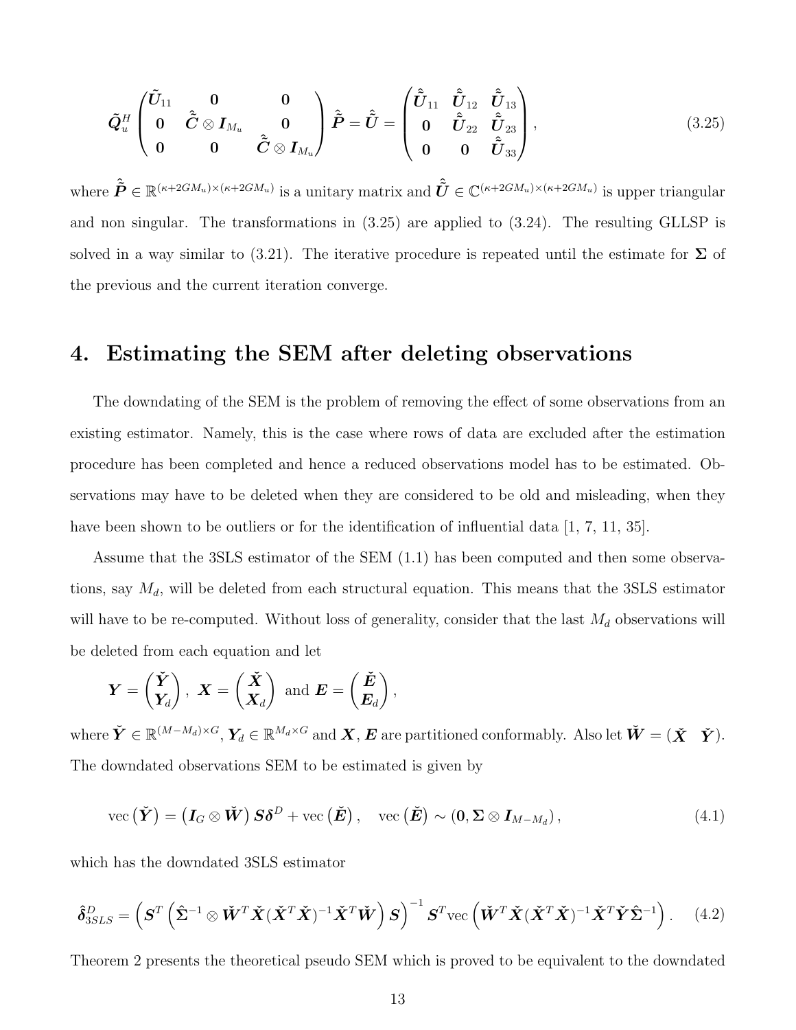$$
\tilde{\boldsymbol{Q}}_u^H \begin{pmatrix} \tilde{\boldsymbol{U}}_{11} & \boldsymbol{0} & \boldsymbol{0} \\ \boldsymbol{0} & \hat{\tilde{\boldsymbol{C}}} \otimes \boldsymbol{I}_{M_u} & \boldsymbol{0} \\ \boldsymbol{0} & \boldsymbol{0} & \hat{\tilde{\boldsymbol{C}}} \otimes \boldsymbol{I}_{M_u} \end{pmatrix} \hat{\tilde{\boldsymbol{P}}} = \hat{\tilde{\boldsymbol{U}}} = \begin{pmatrix} \hat{\tilde{\boldsymbol{U}}}_{11} & \hat{\tilde{\boldsymbol{U}}}_{12} & \hat{\tilde{\boldsymbol{U}}}_{13} \\ \boldsymbol{0} & \hat{\tilde{\boldsymbol{U}}}_{22} & \hat{\tilde{\boldsymbol{U}}}_{23} \\ \boldsymbol{0} & \boldsymbol{0} & \hat{\tilde{\boldsymbol{U}}}_{33} \end{pmatrix}, \tag{3.25}
$$

where $\hat{\tilde{\boldsymbol{P}}} \in \mathbb{R}^{(\kappa+2GM_u)\times(\kappa+2GM_u)}$ is a unitary matrix and $\hat{\tilde{\boldsymbol{U}}} \in \mathbb{C}^{(\kappa+2GM_u)\times(\kappa+2GM_u)}$ is upper triangular and non singular. The transformations in (3.25) are applied to (3.24). The resulting GLLSP is solved in a way similar to (3.21). The iterative procedure is repeated until the estimate for $\boldsymbol{\Sigma}$ of the previous and the current iteration converge.

# 4. Estimating the SEM after deleting observations

The downdating of the SEM is the problem of removing the effect of some observations from an existing estimator. Namely, this is the case where rows of data are excluded after the estimation procedure has been completed and hence a reduced observations model has to be estimated. Observations may have to be deleted when they are considered to be old and misleading, when they have been shown to be outliers or for the identification of influential data [1, 7, 11, 35].

Assume that the 3SLS estimator of the SEM (1.1) has been computed and then some observations, say $M_d$, will be deleted from each structural equation. This means that the 3SLS estimator will have to be re-computed. Without loss of generality, consider that the last $M_d$ observations will be deleted from each equation and let

$$
\boldsymbol{Y} = \begin{pmatrix} \check{\boldsymbol{Y}} \\ \boldsymbol{Y}_d \end{pmatrix}, \ \boldsymbol{X} = \begin{pmatrix} \check{\boldsymbol{X}} \\ \boldsymbol{X}_d \end{pmatrix} \text{ and } \boldsymbol{E} = \begin{pmatrix} \check{\boldsymbol{E}} \\ \boldsymbol{E}_d \end{pmatrix},
$$

where $\check{\boldsymbol{Y}} \in \mathbb{R}^{(M-M_d)\times G}$, $\boldsymbol{Y}_d \in \mathbb{R}^{M_d \times G}$ and $\boldsymbol{X}, \boldsymbol{E}$ are partitioned conformably. Also let $\check{\boldsymbol{W}} = (\check{\boldsymbol{X}} \quad \check{\boldsymbol{Y}})$. The downdated observations SEM to be estimated is given by

$$
\text{vec}\left(\check{\boldsymbol{Y}}\right) = \left(\boldsymbol{I}_G \otimes \check{\boldsymbol{W}}\right) \boldsymbol{S}\boldsymbol{\delta}^D + \text{vec}\left(\check{\boldsymbol{E}}\right), \quad \text{vec}\left(\check{\boldsymbol{E}}\right) \sim \left(\boldsymbol{0}, \boldsymbol{\Sigma} \otimes \boldsymbol{I}_{M-M_d}\right), \tag{4.1}
$$

which has the downdated 3SLS estimator

$$
\hat{\boldsymbol{\delta}}^D_{3SLS} = \left(\boldsymbol{S}^T \left(\hat{\boldsymbol{\Sigma}}^{-1} \otimes \check{\boldsymbol{W}}^T \check{\boldsymbol{X}} (\check{\boldsymbol{X}}^T \check{\boldsymbol{X}})^{-1} \check{\boldsymbol{X}}^T \check{\boldsymbol{W}}\right) \boldsymbol{S}\right)^{-1} \boldsymbol{S}^T \text{vec}\left(\check{\boldsymbol{W}}^T \check{\boldsymbol{X}} (\check{\boldsymbol{X}}^T \check{\boldsymbol{X}})^{-1} \check{\boldsymbol{X}}^T \check{\boldsymbol{Y}} \hat{\boldsymbol{\Sigma}}^{-1}\right). \tag{4.2}
$$

Theorem 2 presents the theoretical pseudo SEM which is proved to be equivalent to the downdated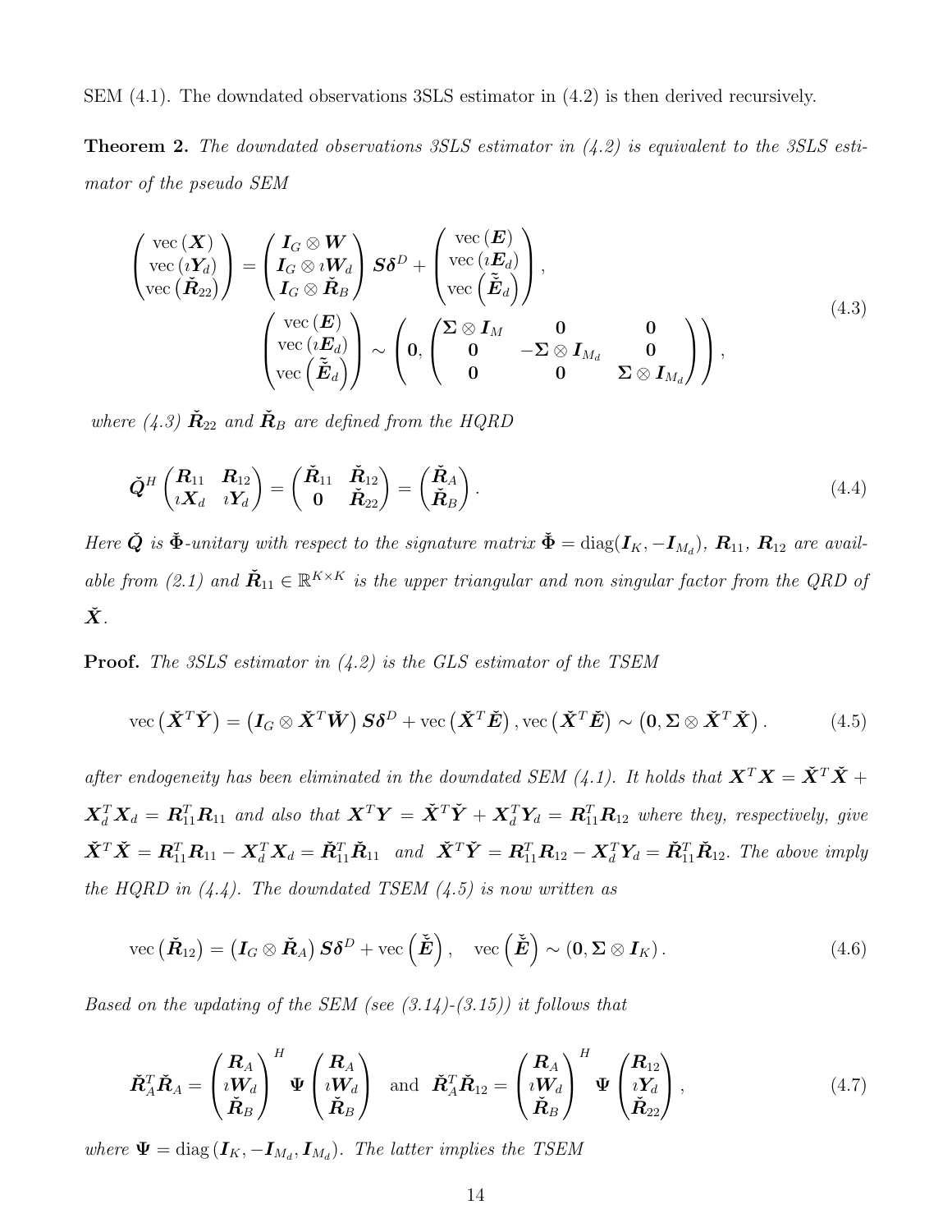SEM (4.1). The downdated observations 3SLS estimator in (4.2) is then derived recursively.

**Theorem 2.** *The downdated observations 3SLS estimator in (4.2) is equivalent to the 3SLS estimator of the pseudo SEM*

$$
\begin{pmatrix} \operatorname{vec}(\boldsymbol{X}) \\ \operatorname{vec}(\imath \boldsymbol{Y}_d) \\ \operatorname{vec}(\check{\boldsymbol{R}}_{22}) \end{pmatrix} = \begin{pmatrix} \boldsymbol{I}_G \otimes \boldsymbol{W} \\ \boldsymbol{I}_G \otimes \imath \boldsymbol{W}_d \\ \boldsymbol{I}_G \otimes \check{\boldsymbol{R}}_B \end{pmatrix} \boldsymbol{S}\boldsymbol{\delta}^D + \begin{pmatrix} \operatorname{vec}(\boldsymbol{E}) \\ \operatorname{vec}(\imath \boldsymbol{E}_d) \\ \operatorname{vec}\left(\check{\tilde{\boldsymbol{E}}}_d\right) \end{pmatrix},
$$
$$
\begin{pmatrix} \operatorname{vec}(\boldsymbol{E}) \\ \operatorname{vec}(\imath \boldsymbol{E}_d) \\ \operatorname{vec}\left(\check{\tilde{\boldsymbol{E}}}_d\right) \end{pmatrix} \sim \left( \boldsymbol{0}, \begin{pmatrix} \boldsymbol{\Sigma} \otimes \boldsymbol{I}_M & \boldsymbol{0} & \boldsymbol{0} \\ \boldsymbol{0} & -\boldsymbol{\Sigma} \otimes \boldsymbol{I}_{M_d} & \boldsymbol{0} \\ \boldsymbol{0} & \boldsymbol{0} & \boldsymbol{\Sigma} \otimes \boldsymbol{I}_{M_d} \end{pmatrix} \right), \tag{4.3}
$$

*where (4.3) $\check{\boldsymbol{R}}_{22}$ and $\check{\boldsymbol{R}}_B$ are defined from the HQRD*

$$
\check{\boldsymbol{Q}}^H \begin{pmatrix} \boldsymbol{R}_{11} & \boldsymbol{R}_{12} \\ \imath \boldsymbol{X}_d & \imath \boldsymbol{Y}_d \end{pmatrix} = \begin{pmatrix} \check{\boldsymbol{R}}_{11} & \check{\boldsymbol{R}}_{12} \\ \boldsymbol{0} & \check{\boldsymbol{R}}_{22} \end{pmatrix} = \begin{pmatrix} \check{\boldsymbol{R}}_A \\ \check{\boldsymbol{R}}_B \end{pmatrix}. \tag{4.4}
$$

*Here $\check{\boldsymbol{Q}}$ is $\check{\boldsymbol{\Phi}}$-unitary with respect to the signature matrix $\check{\boldsymbol{\Phi}} = \operatorname{diag}(\boldsymbol{I}_K, -\boldsymbol{I}_{M_d})$, $\boldsymbol{R}_{11}$, $\boldsymbol{R}_{12}$ are available from (2.1) and $\check{\boldsymbol{R}}_{11} \in \mathbb{R}^{K \times K}$ is the upper triangular and non singular factor from the QRD of $\check{\boldsymbol{X}}$.*

**Proof.** *The 3SLS estimator in (4.2) is the GLS estimator of the TSEM*

$$
\operatorname{vec}\left(\check{\boldsymbol{X}}^T \check{\boldsymbol{Y}}\right) = \left(\boldsymbol{I}_G \otimes \check{\boldsymbol{X}}^T \check{\boldsymbol{W}}\right) \boldsymbol{S}\boldsymbol{\delta}^D + \operatorname{vec}\left(\check{\boldsymbol{X}}^T \check{\boldsymbol{E}}\right), \operatorname{vec}\left(\check{\boldsymbol{X}}^T \check{\boldsymbol{E}}\right) \sim \left(\boldsymbol{0}, \boldsymbol{\Sigma} \otimes \check{\boldsymbol{X}}^T \check{\boldsymbol{X}}\right). \tag{4.5}
$$

*after endogeneity has been eliminated in the downdated SEM (4.1). It holds that $\boldsymbol{X}^T\boldsymbol{X} = \check{\boldsymbol{X}}^T\check{\boldsymbol{X}} + \boldsymbol{X}_d^T\boldsymbol{X}_d = \boldsymbol{R}_{11}^T\boldsymbol{R}_{11}$ and also that $\boldsymbol{X}^T\boldsymbol{Y} = \check{\boldsymbol{X}}^T\check{\boldsymbol{Y}} + \boldsymbol{X}_d^T\boldsymbol{Y}_d = \boldsymbol{R}_{11}^T\boldsymbol{R}_{12}$ where they, respectively, give $\check{\boldsymbol{X}}^T\check{\boldsymbol{X}} = \boldsymbol{R}_{11}^T\boldsymbol{R}_{11} - \boldsymbol{X}_d^T\boldsymbol{X}_d = \check{\boldsymbol{R}}_{11}^T\check{\boldsymbol{R}}_{11}$ and $\check{\boldsymbol{X}}^T\check{\boldsymbol{Y}} = \boldsymbol{R}_{11}^T\boldsymbol{R}_{12} - \boldsymbol{X}_d^T\boldsymbol{Y}_d = \check{\boldsymbol{R}}_{11}^T\check{\boldsymbol{R}}_{12}$. The above imply the HQRD in (4.4). The downdated TSEM (4.5) is now written as*

$$
\operatorname{vec}\left(\check{\boldsymbol{R}}_{12}\right) = \left(\boldsymbol{I}_G \otimes \check{\boldsymbol{R}}_A\right) \boldsymbol{S}\boldsymbol{\delta}^D + \operatorname{vec}\left(\check{\tilde{\boldsymbol{E}}}\right), \quad \operatorname{vec}\left(\check{\tilde{\boldsymbol{E}}}\right) \sim (\boldsymbol{0}, \boldsymbol{\Sigma} \otimes \boldsymbol{I}_K). \tag{4.6}
$$

*Based on the updating of the SEM (see (3.14)-(3.15)) it follows that*

$$
\check{\boldsymbol{R}}_A^T \check{\boldsymbol{R}}_A = \begin{pmatrix} \boldsymbol{R}_A \\ \imath \boldsymbol{W}_d \\ \check{\boldsymbol{R}}_B \end{pmatrix}^H \boldsymbol{\Psi} \begin{pmatrix} \boldsymbol{R}_A \\ \imath \boldsymbol{W}_d \\ \check{\boldsymbol{R}}_B \end{pmatrix} \quad \text{and} \quad \check{\boldsymbol{R}}_A^T \check{\boldsymbol{R}}_{12} = \begin{pmatrix} \boldsymbol{R}_A \\ \imath \boldsymbol{W}_d \\ \check{\boldsymbol{R}}_B \end{pmatrix}^H \boldsymbol{\Psi} \begin{pmatrix} \boldsymbol{R}_{12} \\ \imath \boldsymbol{Y}_d \\ \check{\boldsymbol{R}}_{22} \end{pmatrix}, \tag{4.7}
$$

*where $\boldsymbol{\Psi} = \operatorname{diag}(\boldsymbol{I}_K, -\boldsymbol{I}_{M_d}, \boldsymbol{I}_{M_d})$. The latter implies the TSEM*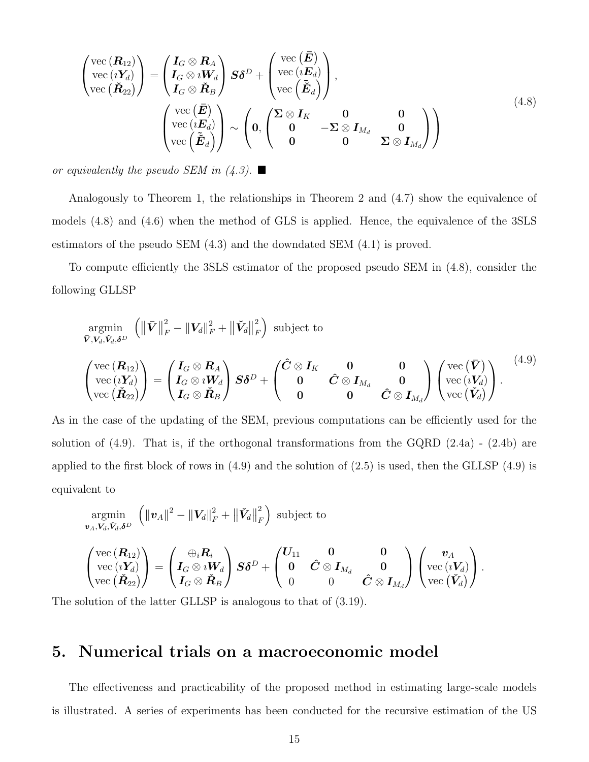$$
\begin{pmatrix} \operatorname{vec}(\boldsymbol{R}_{12}) \\ \operatorname{vec}(\imath \boldsymbol{Y}_d) \\ \operatorname{vec}(\check{\boldsymbol{R}}_{22}) \end{pmatrix} = \begin{pmatrix} \boldsymbol{I}_G \otimes \boldsymbol{R}_A \\ \boldsymbol{I}_G \otimes \imath \boldsymbol{W}_d \\ \boldsymbol{I}_G \otimes \check{\boldsymbol{R}}_B \end{pmatrix} \boldsymbol{S}\boldsymbol{\delta}^D + \begin{pmatrix} \operatorname{vec}(\bar{\boldsymbol{E}}) \\ \operatorname{vec}(\imath \boldsymbol{E}_d) \\ \operatorname{vec}(\check{\tilde{\boldsymbol{E}}}_d) \end{pmatrix},
$$
$$
\begin{pmatrix} \operatorname{vec}(\bar{\boldsymbol{E}}) \\ \operatorname{vec}(\imath \boldsymbol{E}_d) \\ \operatorname{vec}(\check{\tilde{\boldsymbol{E}}}_d) \end{pmatrix} \sim \left( \boldsymbol{0}, \begin{pmatrix} \boldsymbol{\Sigma} \otimes \boldsymbol{I}_K & \boldsymbol{0} & \boldsymbol{0} \\ \boldsymbol{0} & -\boldsymbol{\Sigma} \otimes \boldsymbol{I}_{M_d} & \boldsymbol{0} \\ \boldsymbol{0} & \boldsymbol{0} & \boldsymbol{\Sigma} \otimes \boldsymbol{I}_{M_d} \end{pmatrix} \right) \tag{4.8}
$$

*or equivalently the pseudo SEM in (4.3).* ■

Analogously to Theorem 1, the relationships in Theorem 2 and (4.7) show the equivalence of models (4.8) and (4.6) when the method of GLS is applied. Hence, the equivalence of the 3SLS estimators of the pseudo SEM (4.3) and the downdated SEM (4.1) is proved.

To compute efficiently the 3SLS estimator of the proposed pseudo SEM in (4.8), consider the following GLLSP

$$
\underset{\bar{\boldsymbol{V}}, \boldsymbol{V}_d, \check{\boldsymbol{V}}_d, \boldsymbol{\delta}^D}{\operatorname{argmin}} \left( \|\bar{\boldsymbol{V}}\|_F^2 - \|\boldsymbol{V}_d\|_F^2 + \|\check{\boldsymbol{V}}_d\|_F^2 \right) \text{ subject to}
$$
$$
\begin{pmatrix} \operatorname{vec}(\boldsymbol{R}_{12}) \\ \operatorname{vec}(\imath \boldsymbol{Y}_d) \\ \operatorname{vec}(\check{\boldsymbol{R}}_{22}) \end{pmatrix} = \begin{pmatrix} \boldsymbol{I}_G \otimes \boldsymbol{R}_A \\ \boldsymbol{I}_G \otimes \imath \boldsymbol{W}_d \\ \boldsymbol{I}_G \otimes \check{\boldsymbol{R}}_B \end{pmatrix} \boldsymbol{S}\boldsymbol{\delta}^D + \begin{pmatrix} \hat{\boldsymbol{C}} \otimes \boldsymbol{I}_K & \boldsymbol{0} & \boldsymbol{0} \\ \boldsymbol{0} & \hat{\boldsymbol{C}} \otimes \boldsymbol{I}_{M_d} & \boldsymbol{0} \\ \boldsymbol{0} & \boldsymbol{0} & \hat{\boldsymbol{C}} \otimes \boldsymbol{I}_{M_d} \end{pmatrix} \begin{pmatrix} \operatorname{vec}(\bar{\boldsymbol{V}}) \\ \operatorname{vec}(\imath \boldsymbol{V}_d) \\ \operatorname{vec}(\check{\boldsymbol{V}}_d) \end{pmatrix}. \tag{4.9}
$$

As in the case of the updating of the SEM, previous computations can be efficiently used for the solution of (4.9). That is, if the orthogonal transformations from the GQRD (2.4a) - (2.4b) are applied to the first block of rows in (4.9) and the solution of (2.5) is used, then the GLLSP (4.9) is equivalent to

$$
\underset{\boldsymbol{v}_A, \boldsymbol{V}_d, \check{\boldsymbol{V}}_d, \boldsymbol{\delta}^D}{\operatorname{argmin}} \left( \|\boldsymbol{v}_A\|^2 - \|\boldsymbol{V}_d\|_F^2 + \|\check{\boldsymbol{V}}_d\|_F^2 \right) \text{ subject to}
$$
$$
\begin{pmatrix} \operatorname{vec}(\boldsymbol{R}_{12}) \\ \operatorname{vec}(\imath \boldsymbol{Y}_d) \\ \operatorname{vec}(\check{\boldsymbol{R}}_{22}) \end{pmatrix} = \begin{pmatrix} \oplus_i \boldsymbol{R}_i \\ \boldsymbol{I}_G \otimes \imath \boldsymbol{W}_d \\ \boldsymbol{I}_G \otimes \check{\boldsymbol{R}}_B \end{pmatrix} \boldsymbol{S}\boldsymbol{\delta}^D + \begin{pmatrix} \boldsymbol{U}_{11} & \boldsymbol{0} & \boldsymbol{0} \\ \boldsymbol{0} & \hat{\boldsymbol{C}} \otimes \boldsymbol{I}_{M_d} & \boldsymbol{0} \\ 0 & 0 & \hat{\boldsymbol{C}} \otimes \boldsymbol{I}_{M_d} \end{pmatrix} \begin{pmatrix} \boldsymbol{v}_A \\ \operatorname{vec}(\imath \boldsymbol{V}_d) \\ \operatorname{vec}(\check{\boldsymbol{V}}_d) \end{pmatrix}.
$$

The solution of the latter GLLSP is analogous to that of (3.19).

## 5. Numerical trials on a macroeconomic model

The effectiveness and practicability of the proposed method in estimating large-scale models is illustrated. A series of experiments has been conducted for the recursive estimation of the US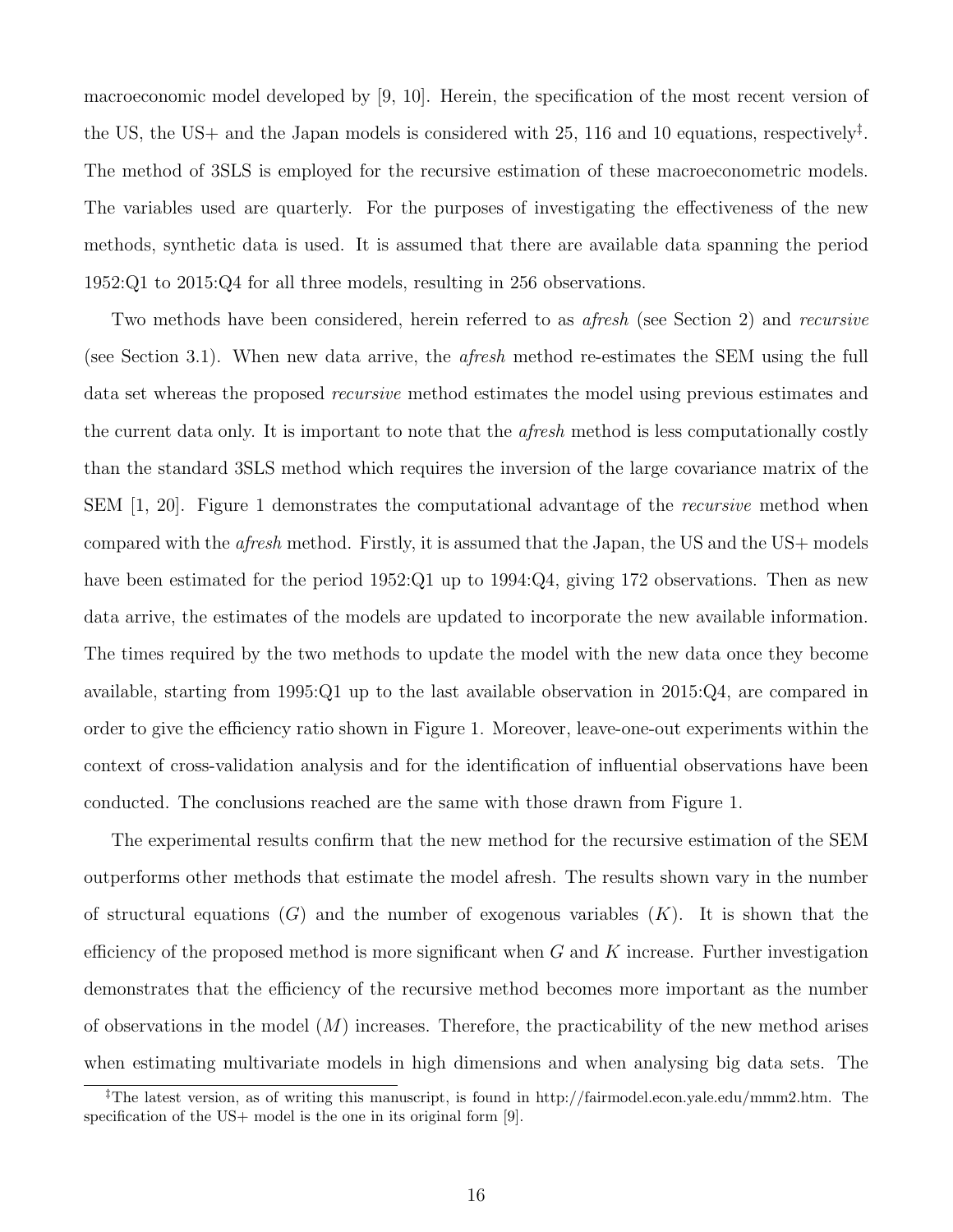macroeconomic model developed by [9, 10]. Herein, the specification of the most recent version of the US, the US+ and the Japan models is considered with 25, 116 and 10 equations, respectively[‡]. The method of 3SLS is employed for the recursive estimation of these macroeconometric models. The variables used are quarterly. For the purposes of investigating the effectiveness of the new methods, synthetic data is used. It is assumed that there are available data spanning the period 1952:Q1 to 2015:Q4 for all three models, resulting in 256 observations.

Two methods have been considered, herein referred to as *afresh* (see Section 2) and *recursive* (see Section 3.1). When new data arrive, the *afresh* method re-estimates the SEM using the full data set whereas the proposed *recursive* method estimates the model using previous estimates and the current data only. It is important to note that the *afresh* method is less computationally costly than the standard 3SLS method which requires the inversion of the large covariance matrix of the SEM [1, 20]. Figure 1 demonstrates the computational advantage of the *recursive* method when compared with the *afresh* method. Firstly, it is assumed that the Japan, the US and the US+ models have been estimated for the period 1952:Q1 up to 1994:Q4, giving 172 observations. Then as new data arrive, the estimates of the models are updated to incorporate the new available information. The times required by the two methods to update the model with the new data once they become available, starting from 1995:Q1 up to the last available observation in 2015:Q4, are compared in order to give the efficiency ratio shown in Figure 1. Moreover, leave-one-out experiments within the context of cross-validation analysis and for the identification of influential observations have been conducted. The conclusions reached are the same with those drawn from Figure 1.

The experimental results confirm that the new method for the recursive estimation of the SEM outperforms other methods that estimate the model afresh. The results shown vary in the number of structural equations ($G$) and the number of exogenous variables ($K$). It is shown that the efficiency of the proposed method is more significant when $G$ and $K$ increase. Further investigation demonstrates that the efficiency of the recursive method becomes more important as the number of observations in the model ($M$) increases. Therefore, the practicability of the new method arises when estimating multivariate models in high dimensions and when analysing big data sets. The

[‡] The latest version, as of writing this manuscript, is found in http://fairmodel.econ.yale.edu/mmm2.htm. The specification of the US+ model is the one in its original form [9].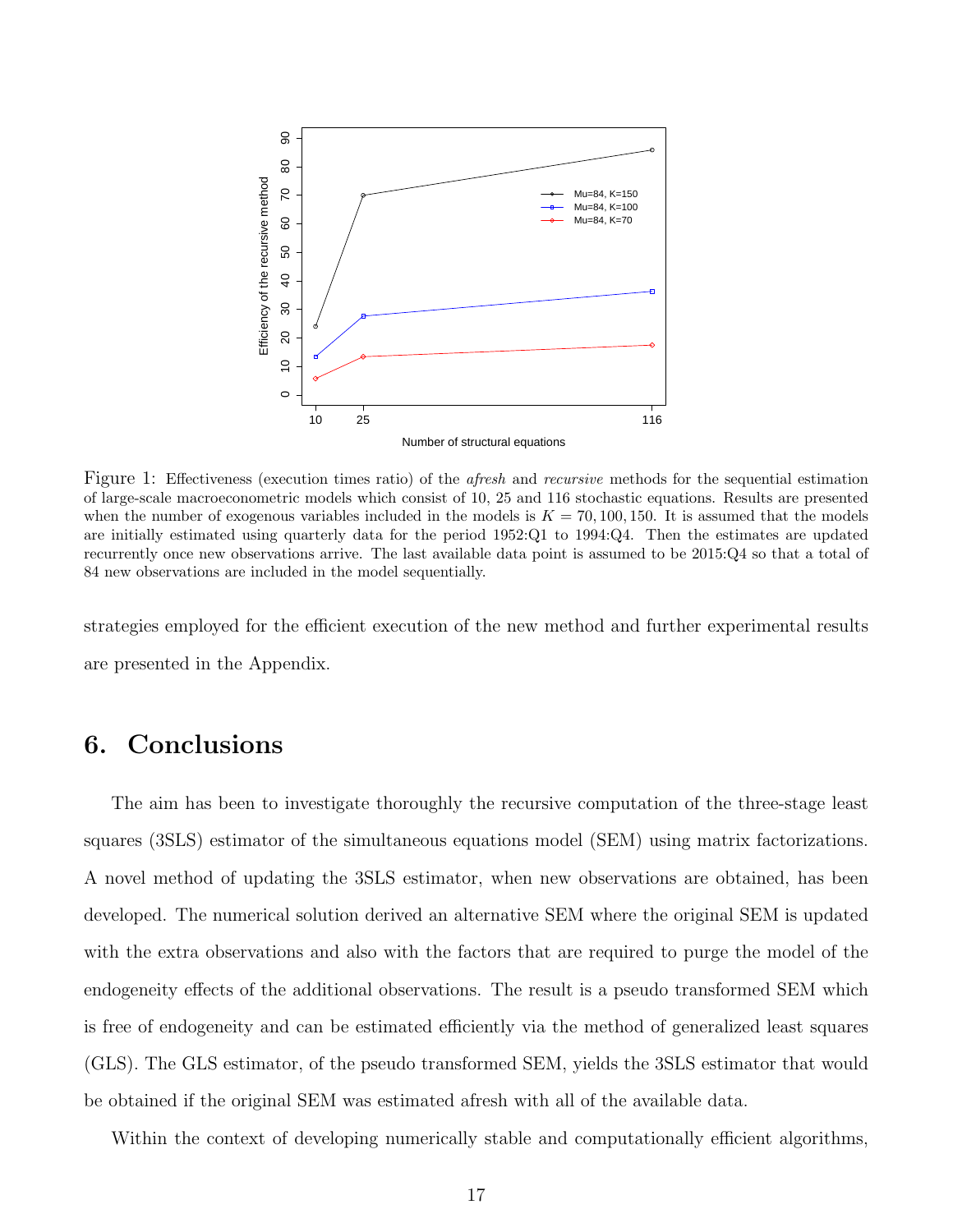Figure 1: Effectiveness (execution times ratio) of the *afresh* and *recursive* methods for the sequential estimation of large-scale macroeconometric models which consist of 10, 25 and 116 stochastic equations. Results are presented when the number of exogenous variables included in the models is $K = 70, 100, 150$. It is assumed that the models are initially estimated using quarterly data for the period 1952:Q1 to 1994:Q4. Then the estimates are updated recurrently once new observations arrive. The last available data point is assumed to be 2015:Q4 so that a total of 84 new observations are included in the model sequentially.

strategies employed for the efficient execution of the new method and further experimental results are presented in the Appendix.

## 6. Conclusions

The aim has been to investigate thoroughly the recursive computation of the three-stage least squares (3SLS) estimator of the simultaneous equations model (SEM) using matrix factorizations. A novel method of updating the 3SLS estimator, when new observations are obtained, has been developed. The numerical solution derived an alternative SEM where the original SEM is updated with the extra observations and also with the factors that are required to purge the model of the endogeneity effects of the additional observations. The result is a pseudo transformed SEM which is free of endogeneity and can be estimated efficiently via the method of generalized least squares (GLS). The GLS estimator, of the pseudo transformed SEM, yields the 3SLS estimator that would be obtained if the original SEM was estimated afresh with all of the available data.

Within the context of developing numerically stable and computationally efficient algorithms,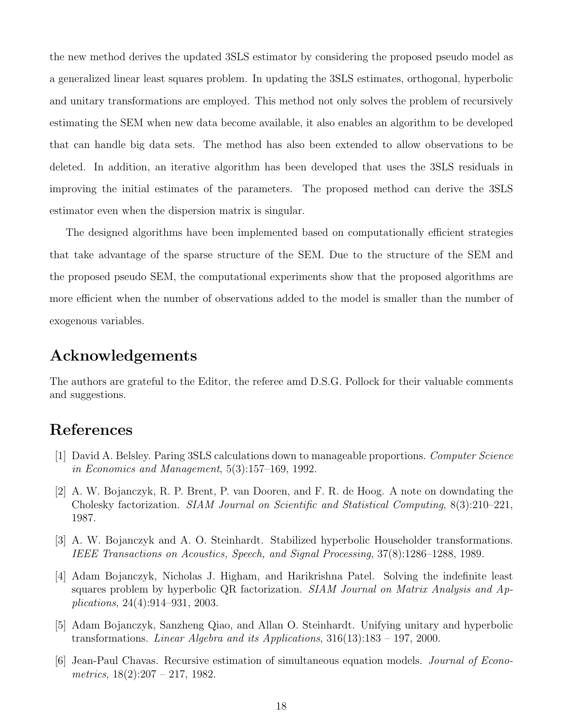the new method derives the updated 3SLS estimator by considering the proposed pseudo model as a generalized linear least squares problem. In updating the 3SLS estimates, orthogonal, hyperbolic and unitary transformations are employed. This method not only solves the problem of recursively estimating the SEM when new data become available, it also enables an algorithm to be developed that can handle big data sets. The method has also been extended to allow observations to be deleted. In addition, an iterative algorithm has been developed that uses the 3SLS residuals in improving the initial estimates of the parameters. The proposed method can derive the 3SLS estimator even when the dispersion matrix is singular.

The designed algorithms have been implemented based on computationally efficient strategies that take advantage of the sparse structure of the SEM. Due to the structure of the SEM and the proposed pseudo SEM, the computational experiments show that the proposed algorithms are more efficient when the number of observations added to the model is smaller than the number of exogenous variables.

## Acknowledgements

The authors are grateful to the Editor, the referee amd D.S.G. Pollock for their valuable comments and suggestions.

## References

[1] David A. Belsley. Paring 3SLS calculations down to manageable proportions. *Computer Science in Economics and Management*, 5(3):157–169, 1992.

[2] A. W. Bojanczyk, R. P. Brent, P. van Dooren, and F. R. de Hoog. A note on downdating the Cholesky factorization. *SIAM Journal on Scientific and Statistical Computing*, 8(3):210–221, 1987.

[3] A. W. Bojanczyk and A. O. Steinhardt. Stabilized hyperbolic Householder transformations. *IEEE Transactions on Acoustics, Speech, and Signal Processing*, 37(8):1286–1288, 1989.

[4] Adam Bojanczyk, Nicholas J. Higham, and Harikrishna Patel. Solving the indefinite least squares problem by hyperbolic QR factorization. *SIAM Journal on Matrix Analysis and Applications*, 24(4):914–931, 2003.

[5] Adam Bojanczyk, Sanzheng Qiao, and Allan O. Steinhardt. Unifying unitary and hyperbolic transformations. *Linear Algebra and its Applications*, 316(13):183 – 197, 2000.

[6] Jean-Paul Chavas. Recursive estimation of simultaneous equation models. *Journal of Econometrics*, 18(2):207 – 217, 1982.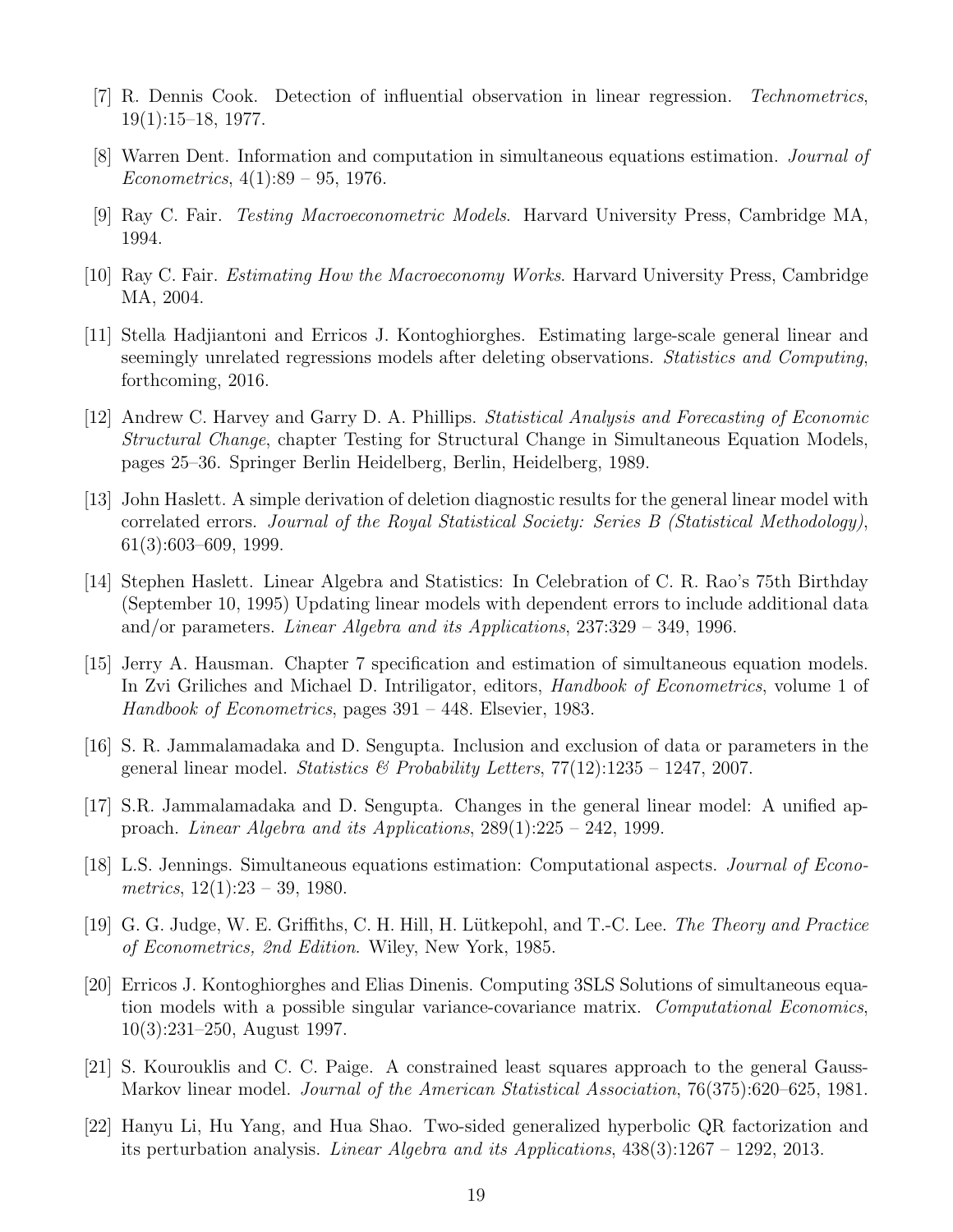[7] R. Dennis Cook. Detection of influential observation in linear regression. *Technometrics*, 19(1):15–18, 1977.

[8] Warren Dent. Information and computation in simultaneous equations estimation. *Journal of Econometrics*, 4(1):89 – 95, 1976.

[9] Ray C. Fair. *Testing Macroeconometric Models*. Harvard University Press, Cambridge MA, 1994.

[10] Ray C. Fair. *Estimating How the Macroeconomy Works*. Harvard University Press, Cambridge MA, 2004.

[11] Stella Hadjiantoni and Erricos J. Kontoghiorghes. Estimating large-scale general linear and seemingly unrelated regressions models after deleting observations. *Statistics and Computing*, forthcoming, 2016.

[12] Andrew C. Harvey and Garry D. A. Phillips. *Statistical Analysis and Forecasting of Economic Structural Change*, chapter Testing for Structural Change in Simultaneous Equation Models, pages 25–36. Springer Berlin Heidelberg, Berlin, Heidelberg, 1989.

[13] John Haslett. A simple derivation of deletion diagnostic results for the general linear model with correlated errors. *Journal of the Royal Statistical Society: Series B (Statistical Methodology)*, 61(3):603–609, 1999.

[14] Stephen Haslett. Linear Algebra and Statistics: In Celebration of C. R. Rao's 75th Birthday (September 10, 1995) Updating linear models with dependent errors to include additional data and/or parameters. *Linear Algebra and its Applications*, 237:329 – 349, 1996.

[15] Jerry A. Hausman. Chapter 7 specification and estimation of simultaneous equation models. In Zvi Griliches and Michael D. Intriligator, editors, *Handbook of Econometrics*, volume 1 of *Handbook of Econometrics*, pages 391 – 448. Elsevier, 1983.

[16] S. R. Jammalamadaka and D. Sengupta. Inclusion and exclusion of data or parameters in the general linear model. *Statistics & Probability Letters*, 77(12):1235 – 1247, 2007.

[17] S.R. Jammalamadaka and D. Sengupta. Changes in the general linear model: A unified approach. *Linear Algebra and its Applications*, 289(1):225 – 242, 1999.

[18] L.S. Jennings. Simultaneous equations estimation: Computational aspects. *Journal of Econometrics*, 12(1):23 – 39, 1980.

[19] G. G. Judge, W. E. Griffiths, C. H. Hill, H. Lütkepohl, and T.-C. Lee. *The Theory and Practice of Econometrics, 2nd Edition*. Wiley, New York, 1985.

[20] Erricos J. Kontoghiorghes and Elias Dinenis. Computing 3SLS Solutions of simultaneous equation models with a possible singular variance-covariance matrix. *Computational Economics*, 10(3):231–250, August 1997.

[21] S. Kourouklis and C. C. Paige. A constrained least squares approach to the general Gauss-Markov linear model. *Journal of the American Statistical Association*, 76(375):620–625, 1981.

[22] Hanyu Li, Hu Yang, and Hua Shao. Two-sided generalized hyperbolic QR factorization and its perturbation analysis. *Linear Algebra and its Applications*, 438(3):1267 – 1292, 2013.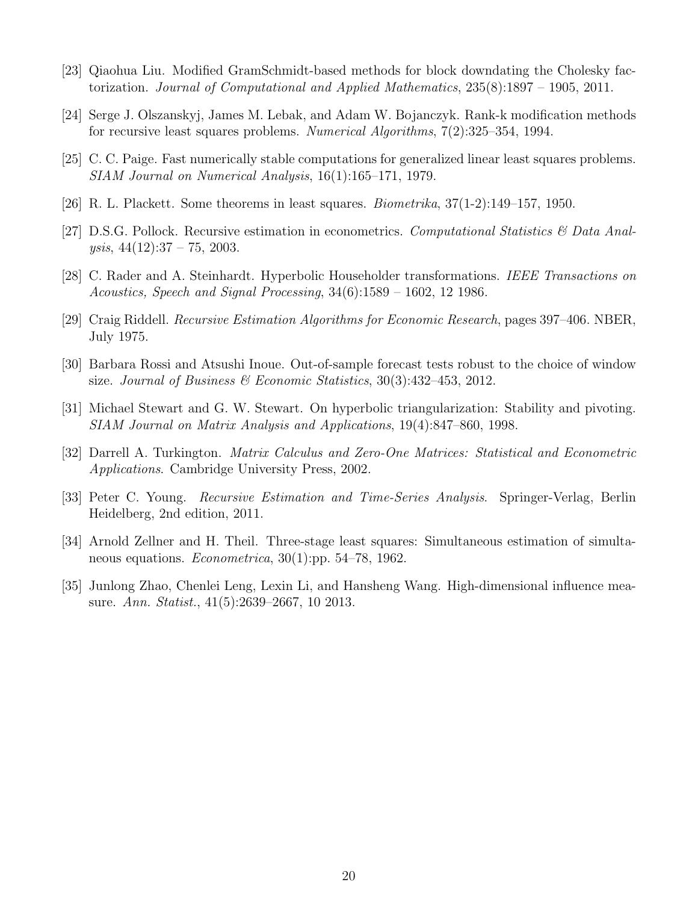[23] Qiaohua Liu. Modified GramSchmidt-based methods for block downdating the Cholesky factorization. *Journal of Computational and Applied Mathematics*, 235(8):1897 – 1905, 2011.

[24] Serge J. Olszanskyj, James M. Lebak, and Adam W. Bojanczyk. Rank-k modification methods for recursive least squares problems. *Numerical Algorithms*, 7(2):325–354, 1994.

[25] C. C. Paige. Fast numerically stable computations for generalized linear least squares problems. *SIAM Journal on Numerical Analysis*, 16(1):165–171, 1979.

[26] R. L. Plackett. Some theorems in least squares. *Biometrika*, 37(1-2):149–157, 1950.

[27] D.S.G. Pollock. Recursive estimation in econometrics. *Computational Statistics & Data Analysis*, 44(12):37 – 75, 2003.

[28] C. Rader and A. Steinhardt. Hyperbolic Householder transformations. *IEEE Transactions on Acoustics, Speech and Signal Processing*, 34(6):1589 – 1602, 12 1986.

[29] Craig Riddell. *Recursive Estimation Algorithms for Economic Research*, pages 397–406. NBER, July 1975.

[30] Barbara Rossi and Atsushi Inoue. Out-of-sample forecast tests robust to the choice of window size. *Journal of Business & Economic Statistics*, 30(3):432–453, 2012.

[31] Michael Stewart and G. W. Stewart. On hyperbolic triangularization: Stability and pivoting. *SIAM Journal on Matrix Analysis and Applications*, 19(4):847–860, 1998.

[32] Darrell A. Turkington. *Matrix Calculus and Zero-One Matrices: Statistical and Econometric Applications*. Cambridge University Press, 2002.

[33] Peter C. Young. *Recursive Estimation and Time-Series Analysis*. Springer-Verlag, Berlin Heidelberg, 2nd edition, 2011.

[34] Arnold Zellner and H. Theil. Three-stage least squares: Simultaneous estimation of simultaneous equations. *Econometrica*, 30(1):pp. 54–78, 1962.

[35] Junlong Zhao, Chenlei Leng, Lexin Li, and Hansheng Wang. High-dimensional influence measure. *Ann. Statist.*, 41(5):2639–2667, 10 2013.